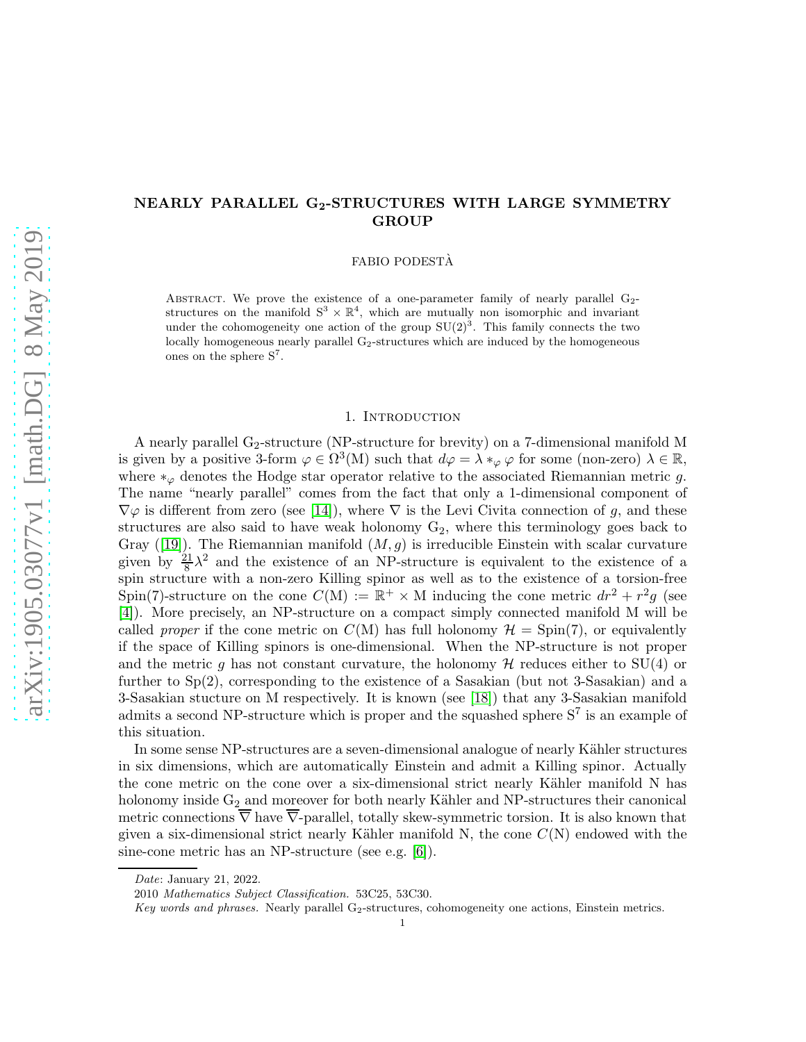# NEARLY PARALLEL $\mathrm{G}_2$-STRUCTURES WITH LARGE SYMMETRY GROUP

FABIO PODESTÀ

Abstract. We prove the existence of a one-parameter family of nearly parallel $\mathrm{G}_2$-structures on the manifold $\mathrm{S}^3 \times \mathbb{R}^4$, which are mutually non isomorphic and invariant under the cohomogeneity one action of the group $\mathrm{SU}(2)^3$. This family connects the two locally homogeneous nearly parallel $\mathrm{G}_2$-structures which are induced by the homogeneous ones on the sphere $\mathrm{S}^7$.

## 1. Introduction

A nearly parallel $\mathrm{G}_2$-structure (NP-structure for brevity) on a 7-dimensional manifold M is given by a positive 3-form $\varphi \in \Omega^3(\mathrm{M})$ such that $d\varphi = \lambda *_\varphi \varphi$ for some (non-zero) $\lambda \in \mathbb{R}$, where $*_\varphi$ denotes the Hodge star operator relative to the associated Riemannian metric $g$. The name "nearly parallel" comes from the fact that only a 1-dimensional component of $\nabla\varphi$ is different from zero (see [14]), where $\nabla$ is the Levi Civita connection of $g$, and these structures are also said to have weak holonomy $\mathrm{G}_2$, where this terminology goes back to Gray ([19]). The Riemannian manifold $(M, g)$ is irreducible Einstein with scalar curvature given by $\frac{21}{8}\lambda^2$ and the existence of an NP-structure is equivalent to the existence of a spin structure with a non-zero Killing spinor as well as to the existence of a torsion-free Spin(7)-structure on the cone $C(\mathrm{M}) := \mathbb{R}^+ \times \mathrm{M}$ inducing the cone metric $dr^2 + r^2 g$ (see [4]). More precisely, an NP-structure on a compact simply connected manifold M will be called *proper* if the cone metric on $C(\mathrm{M})$ has full holonomy $\mathcal{H} = \mathrm{Spin}(7)$, or equivalently if the space of Killing spinors is one-dimensional. When the NP-structure is not proper and the metric $g$ has not constant curvature, the holonomy $\mathcal{H}$ reduces either to $\mathrm{SU}(4)$ or further to $\mathrm{Sp}(2)$, corresponding to the existence of a Sasakian (but not 3-Sasakian) and a 3-Sasakian stucture on M respectively. It is known (see [18]) that any 3-Sasakian manifold admits a second NP-structure which is proper and the squashed sphere $\mathrm{S}^7$ is an example of this situation.

In some sense NP-structures are a seven-dimensional analogue of nearly Kähler structures in six dimensions, which are automatically Einstein and admit a Killing spinor. Actually the cone metric on the cone over a six-dimensional strict nearly Kähler manifold N has holonomy inside $\mathrm{G}_2$ and moreover for both nearly Kähler and NP-structures their canonical metric connections $\overline{\nabla}$ have $\overline{\nabla}$-parallel, totally skew-symmetric torsion. It is also known that given a six-dimensional strict nearly Kähler manifold N, the cone $C(\mathrm{N})$ endowed with the sine-cone metric has an NP-structure (see e.g. [6]).

*Date*: January 21, 2022.

2010 *Mathematics Subject Classification.* 53C25, 53C30.

*Key words and phrases.* Nearly parallel $\mathrm{G}_2$-structures, cohomogeneity one actions, Einstein metrics.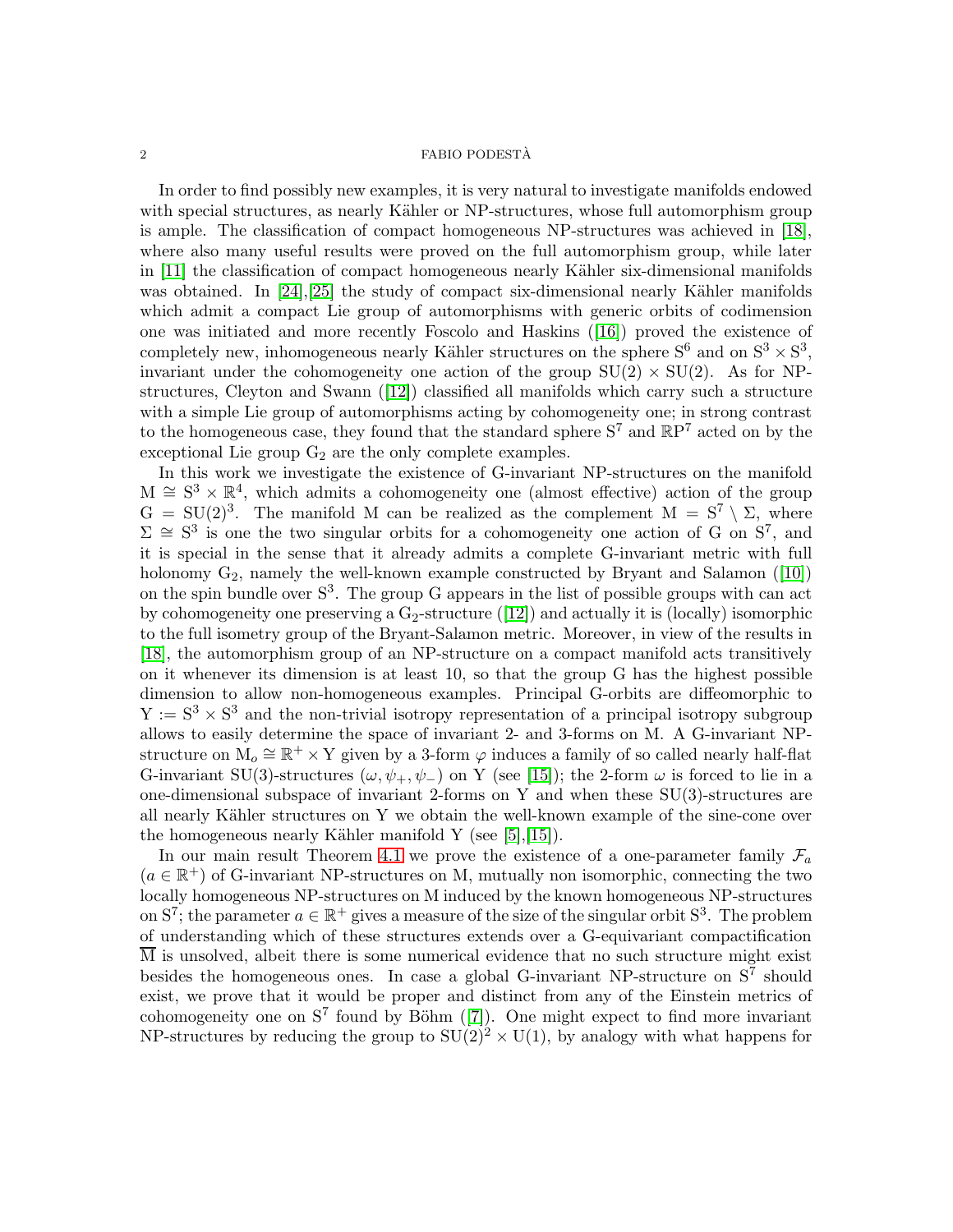In order to find possibly new examples, it is very natural to investigate manifolds endowed with special structures, as nearly Kähler or NP-structures, whose full automorphism group is ample. The classification of compact homogeneous NP-structures was achieved in [18], where also many useful results were proved on the full automorphism group, while later in [11] the classification of compact homogeneous nearly Kähler six-dimensional manifolds was obtained. In [24],[25] the study of compact six-dimensional nearly Kähler manifolds which admit a compact Lie group of automorphisms with generic orbits of codimension one was initiated and more recently Foscolo and Haskins ([16]) proved the existence of completely new, inhomogeneous nearly Kähler structures on the sphere $\mathrm{S}^6$ and on $\mathrm{S}^3 \times \mathrm{S}^3$, invariant under the cohomogeneity one action of the group $\mathrm{SU}(2) \times \mathrm{SU}(2)$. As for NP-structures, Cleyton and Swann ([12]) classified all manifolds which carry such a structure with a simple Lie group of automorphisms acting by cohomogeneity one; in strong contrast to the homogeneous case, they found that the standard sphere $\mathrm{S}^7$ and $\mathbb{RP}^7$ acted on by the exceptional Lie group $\mathrm{G}_2$ are the only complete examples.

In this work we investigate the existence of G-invariant NP-structures on the manifold $\mathrm{M} \cong \mathrm{S}^3 \times \mathbb{R}^4$, which admits a cohomogeneity one (almost effective) action of the group $\mathrm{G} = \mathrm{SU}(2)^3$. The manifold M can be realized as the complement $\mathrm{M} = \mathrm{S}^7 \setminus \Sigma$, where $\Sigma \cong \mathrm{S}^3$ is one the two singular orbits for a cohomogeneity one action of G on $\mathrm{S}^7$, and it is special in the sense that it already admits a complete G-invariant metric with full holonomy $\mathrm{G}_2$, namely the well-known example constructed by Bryant and Salamon ([10]) on the spin bundle over $\mathrm{S}^3$. The group G appears in the list of possible groups with can act by cohomogeneity one preserving a $\mathrm{G}_2$-structure ([12]) and actually it is (locally) isomorphic to the full isometry group of the Bryant-Salamon metric. Moreover, in view of the results in [18], the automorphism group of an NP-structure on a compact manifold acts transitively on it whenever its dimension is at least 10, so that the group G has the highest possible dimension to allow non-homogeneous examples. Principal G-orbits are diffeomorphic to $\mathrm{Y} := \mathrm{S}^3 \times \mathrm{S}^3$ and the non-trivial isotropy representation of a principal isotropy subgroup allows to easily determine the space of invariant 2- and 3-forms on M. A G-invariant NP-structure on $\mathrm{M}_o \cong \mathbb{R}^+ \times \mathrm{Y}$ given by a 3-form $\varphi$ induces a family of so called nearly half-flat G-invariant SU(3)-structures $(\omega, \psi_+, \psi_-)$ on Y (see [15]); the 2-form $\omega$ is forced to lie in a one-dimensional subspace of invariant 2-forms on Y and when these SU(3)-structures are all nearly Kähler structures on Y we obtain the well-known example of the sine-cone over the homogeneous nearly Kähler manifold Y (see [5],[15]).

In our main result Theorem 4.1 we prove the existence of a one-parameter family $\mathcal{F}_a$ ($a \in \mathbb{R}^+$) of G-invariant NP-structures on M, mutually non isomorphic, connecting the two locally homogeneous NP-structures on M induced by the known homogeneous NP-structures on $\mathrm{S}^7$; the parameter $a \in \mathbb{R}^+$ gives a measure of the size of the singular orbit $\mathrm{S}^3$. The problem of understanding which of these structures extends over a G-equivariant compactification $\overline{\mathrm{M}}$ is unsolved, albeit there is some numerical evidence that no such structure might exist besides the homogeneous ones. In case a global G-invariant NP-structure on $\mathrm{S}^7$ should exist, we prove that it would be proper and distinct from any of the Einstein metrics of cohomogeneity one on $\mathrm{S}^7$ found by Böhm ([7]). One might expect to find more invariant NP-structures by reducing the group to $\mathrm{SU}(2)^2 \times \mathrm{U}(1)$, by analogy with what happens for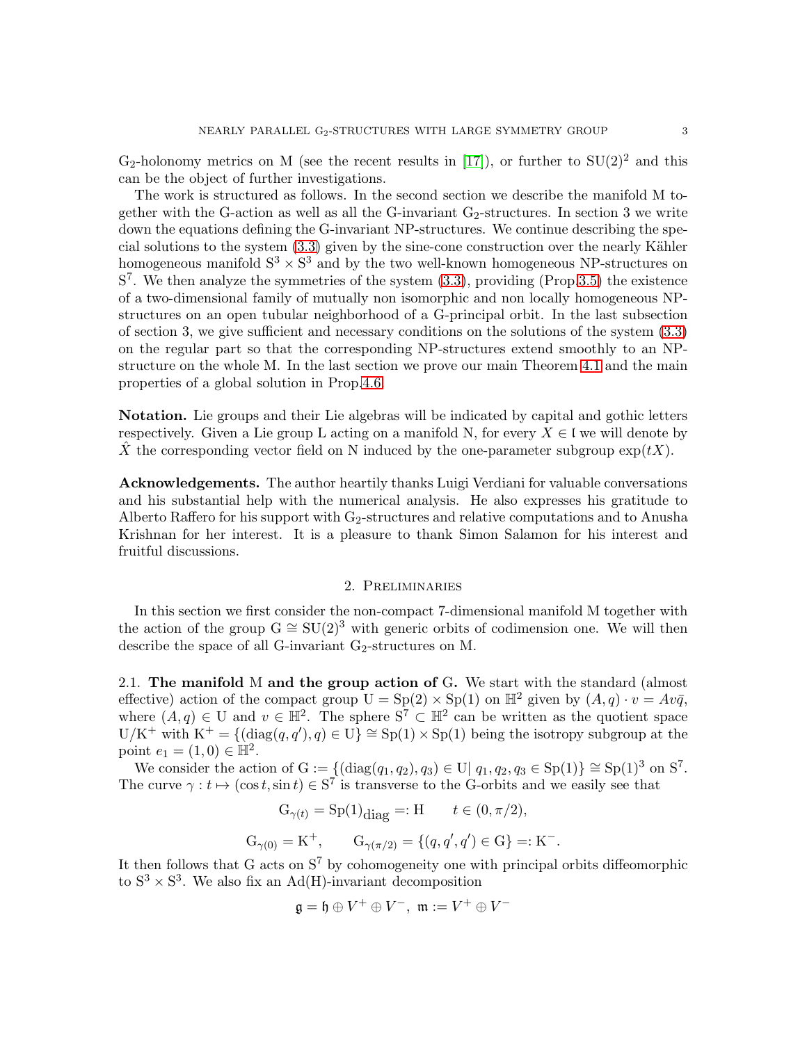$G_2$-holonomy metrics on M (see the recent results in [17]), or further to $SU(2)^2$ and this can be the object of further investigations.

The work is structured as follows. In the second section we describe the manifold M together with the G-action as well as all the G-invariant $G_2$-structures. In section 3 we write down the equations defining the G-invariant NP-structures. We continue describing the special solutions to the system (3.3) given by the sine-cone construction over the nearly Kähler homogeneous manifold $S^3 \times S^3$ and by the two well-known homogeneous NP-structures on $S^7$. We then analyze the symmetries of the system (3.3), providing (Prop.3.5) the existence of a two-dimensional family of mutually non isomorphic and non locally homogeneous NP-structures on an open tubular neighborhood of a G-principal orbit. In the last subsection of section 3, we give sufficient and necessary conditions on the solutions of the system (3.3) on the regular part so that the corresponding NP-structures extend smoothly to an NP-structure on the whole M. In the last section we prove our main Theorem 4.1 and the main properties of a global solution in Prop.4.6.

**Notation.** Lie groups and their Lie algebras will be indicated by capital and gothic letters respectively. Given a Lie group L acting on a manifold N, for every $X \in \mathfrak{l}$ we will denote by $\hat{X}$ the corresponding vector field on N induced by the one-parameter subgroup $\exp(tX)$.

**Acknowledgements.** The author heartily thanks Luigi Verdiani for valuable conversations and his substantial help with the numerical analysis. He also expresses his gratitude to Alberto Raffero for his support with $G_2$-structures and relative computations and to Anusha Krishnan for her interest. It is a pleasure to thank Simon Salamon for his interest and fruitful discussions.

## 2. Preliminaries

In this section we first consider the non-compact 7-dimensional manifold M together with the action of the group $G \cong SU(2)^3$ with generic orbits of codimension one. We will then describe the space of all G-invariant $G_2$-structures on M.

### 2.1. The manifold M and the group action of G.

We start with the standard (almost effective) action of the compact group $U = Sp(2) \times Sp(1)$ on $\mathbb{H}^2$ given by $(A, q) \cdot v = Av\bar{q}$, where $(A, q) \in U$ and $v \in \mathbb{H}^2$. The sphere $S^7 \subset \mathbb{H}^2$ can be written as the quotient space $U/K^+$ with $K^+ = \{(\mathrm{diag}(q, q'), q) \in U\} \cong Sp(1) \times Sp(1)$ being the isotropy subgroup at the point $e_1 = (1, 0) \in \mathbb{H}^2$.

We consider the action of $G := \{(\mathrm{diag}(q_1, q_2), q_3) \in U |\ q_1, q_2, q_3 \in Sp(1)\} \cong Sp(1)^3$ on $S^7$. The curve $\gamma : t \mapsto (\cos t, \sin t) \in S^7$ is transverse to the G-orbits and we easily see that

$$G_{\gamma(t)} = Sp(1)_{\mathrm{diag}} =: H \qquad t \in (0, \pi/2),$$

$$G_{\gamma(0)} = K^+, \qquad G_{\gamma(\pi/2)} = \{(q, q', q') \in G\} =: K^-.$$

It then follows that G acts on $S^7$ by cohomogeneity one with principal orbits diffeomorphic to $S^3 \times S^3$. We also fix an Ad(H)-invariant decomposition

$$\mathfrak{g} = \mathfrak{h} \oplus V^+ \oplus V^-, \ \mathfrak{m} := V^+ \oplus V^-$$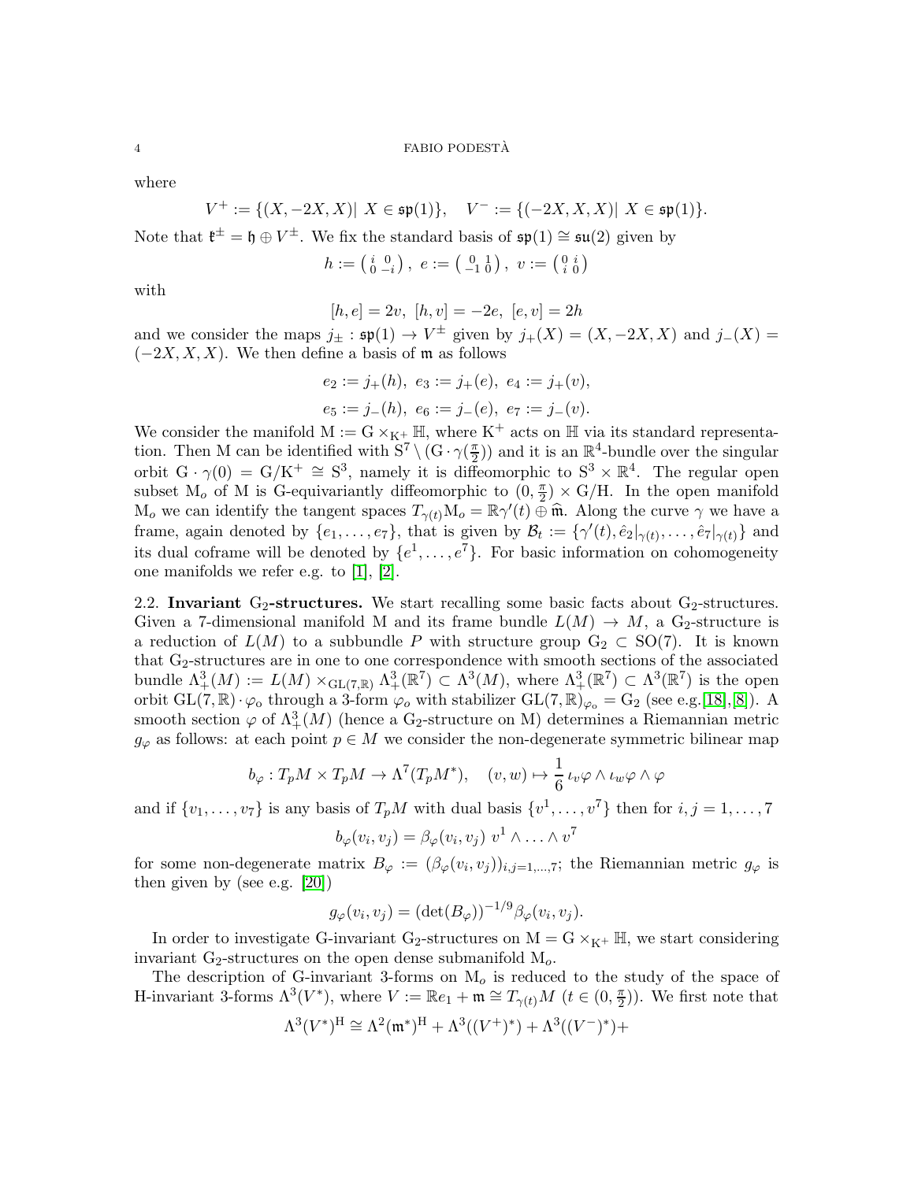where

$$V^+ := \{(X, -2X, X) |\ X \in \mathfrak{sp}(1)\}, \quad V^- := \{(-2X, X, X) |\ X \in \mathfrak{sp}(1)\}.$$

Note that $\mathfrak{k}^\pm = \mathfrak{h} \oplus V^\pm$. We fix the standard basis of $\mathfrak{sp}(1) \cong \mathfrak{su}(2)$ given by

$$h := \begin{pmatrix} i & 0 \\ 0 & -i \end{pmatrix},\ e := \begin{pmatrix} 0 & 1 \\ -1 & 0 \end{pmatrix},\ v := \begin{pmatrix} 0 & i \\ i & 0 \end{pmatrix}$$

with

$$[h, e] = 2v,\ [h, v] = -2e,\ [e, v] = 2h$$

and we consider the maps $j_\pm : \mathfrak{sp}(1) \to V^\pm$ given by $j_+(X) = (X, -2X, X)$ and $j_-(X) = (-2X, X, X)$. We then define a basis of $\mathfrak{m}$ as follows

$$e_2 := j_+(h),\ e_3 := j_+(e),\ e_4 := j_+(v),$$
$$e_5 := j_-(h),\ e_6 := j_-(e),\ e_7 := j_-(v).$$

We consider the manifold $\mathrm{M} := \mathrm{G} \times_{\mathrm{K}^+} \mathbb{H}$, where $\mathrm{K}^+$ acts on $\mathbb{H}$ via its standard representation. Then M can be identified with $\mathrm{S}^7 \setminus (\mathrm{G} \cdot \gamma(\frac{\pi}{2}))$ and it is an $\mathbb{R}^4$-bundle over the singular orbit $\mathrm{G} \cdot \gamma(0) = \mathrm{G}/\mathrm{K}^+ \cong \mathrm{S}^3$, namely it is diffeomorphic to $\mathrm{S}^3 \times \mathbb{R}^4$. The regular open subset $\mathrm{M}_o$ of M is G-equivariantly diffeomorphic to $(0, \frac{\pi}{2}) \times \mathrm{G}/\mathrm{H}$. In the open manifold $\mathrm{M}_o$ we can identify the tangent spaces $T_{\gamma(t)}\mathrm{M}_o = \mathbb{R}\gamma'(t) \oplus \widehat{\mathfrak{m}}$. Along the curve $\gamma$ we have a frame, again denoted by $\{e_1, \ldots, e_7\}$, that is given by $\mathcal{B}_t := \{\gamma'(t), \hat{e}_2|_{\gamma(t)}, \ldots, \hat{e}_7|_{\gamma(t)}\}$ and its dual coframe will be denoted by $\{e^1, \ldots, e^7\}$. For basic information on cohomogeneity one manifolds we refer e.g. to [1], [2].

2.2. **Invariant $\mathrm{G}_2$-structures.** We start recalling some basic facts about $\mathrm{G}_2$-structures. Given a 7-dimensional manifold M and its frame bundle $L(M) \to M$, a $\mathrm{G}_2$-structure is a reduction of $L(M)$ to a subbundle $P$ with structure group $\mathrm{G}_2 \subset \mathrm{SO}(7)$. It is known that $\mathrm{G}_2$-structures are in one to one correspondence with smooth sections of the associated bundle $\Lambda^3_+(M) := L(M) \times_{\mathrm{GL}(7,\mathbb{R})} \Lambda^3_+(\mathbb{R}^7) \subset \Lambda^3(M)$, where $\Lambda^3_+(\mathbb{R}^7) \subset \Lambda^3(\mathbb{R}^7)$ is the open orbit $\mathrm{GL}(7,\mathbb{R}) \cdot \varphi_o$ through a 3-form $\varphi_o$ with stabilizer $\mathrm{GL}(7,\mathbb{R})_{\varphi_o} = \mathrm{G}_2$ (see e.g.[18],[8]). A smooth section $\varphi$ of $\Lambda^3_+(M)$ (hence a $\mathrm{G}_2$-structure on M) determines a Riemannian metric $g_\varphi$ as follows: at each point $p \in M$ we consider the non-degenerate symmetric bilinear map

$$b_\varphi : T_pM \times T_pM \to \Lambda^7(T_pM^*), \quad (v, w) \mapsto \frac{1}{6}\, \iota_v\varphi \wedge \iota_w\varphi \wedge \varphi$$

and if $\{v_1, \ldots, v_7\}$ is any basis of $T_pM$ with dual basis $\{v^1, \ldots, v^7\}$ then for $i, j = 1, \ldots, 7$

$$b_\varphi(v_i, v_j) = \beta_\varphi(v_i, v_j)\ v^1 \wedge \ldots \wedge v^7$$

for some non-degenerate matrix $B_\varphi := (\beta_\varphi(v_i, v_j))_{i,j=1,\ldots,7}$; the Riemannian metric $g_\varphi$ is then given by (see e.g. [20])

$$g_\varphi(v_i, v_j) = (\det(B_\varphi))^{-1/9} \beta_\varphi(v_i, v_j).$$

In order to investigate G-invariant $\mathrm{G}_2$-structures on $\mathrm{M} = \mathrm{G} \times_{\mathrm{K}^+} \mathbb{H}$, we start considering invariant $\mathrm{G}_2$-structures on the open dense submanifold $\mathrm{M}_o$.

The description of G-invariant 3-forms on $\mathrm{M}_o$ is reduced to the study of the space of H-invariant 3-forms $\Lambda^3(V^*)$, where $V := \mathbb{R}e_1 + \mathfrak{m} \cong T_{\gamma(t)}M$ $(t \in (0, \frac{\pi}{2}))$. We first note that

$$\Lambda^3(V^*)^{\mathrm{H}} \cong \Lambda^2(\mathfrak{m}^*)^{\mathrm{H}} + \Lambda^3((V^+)^*) + \Lambda^3((V^-)^*) +$$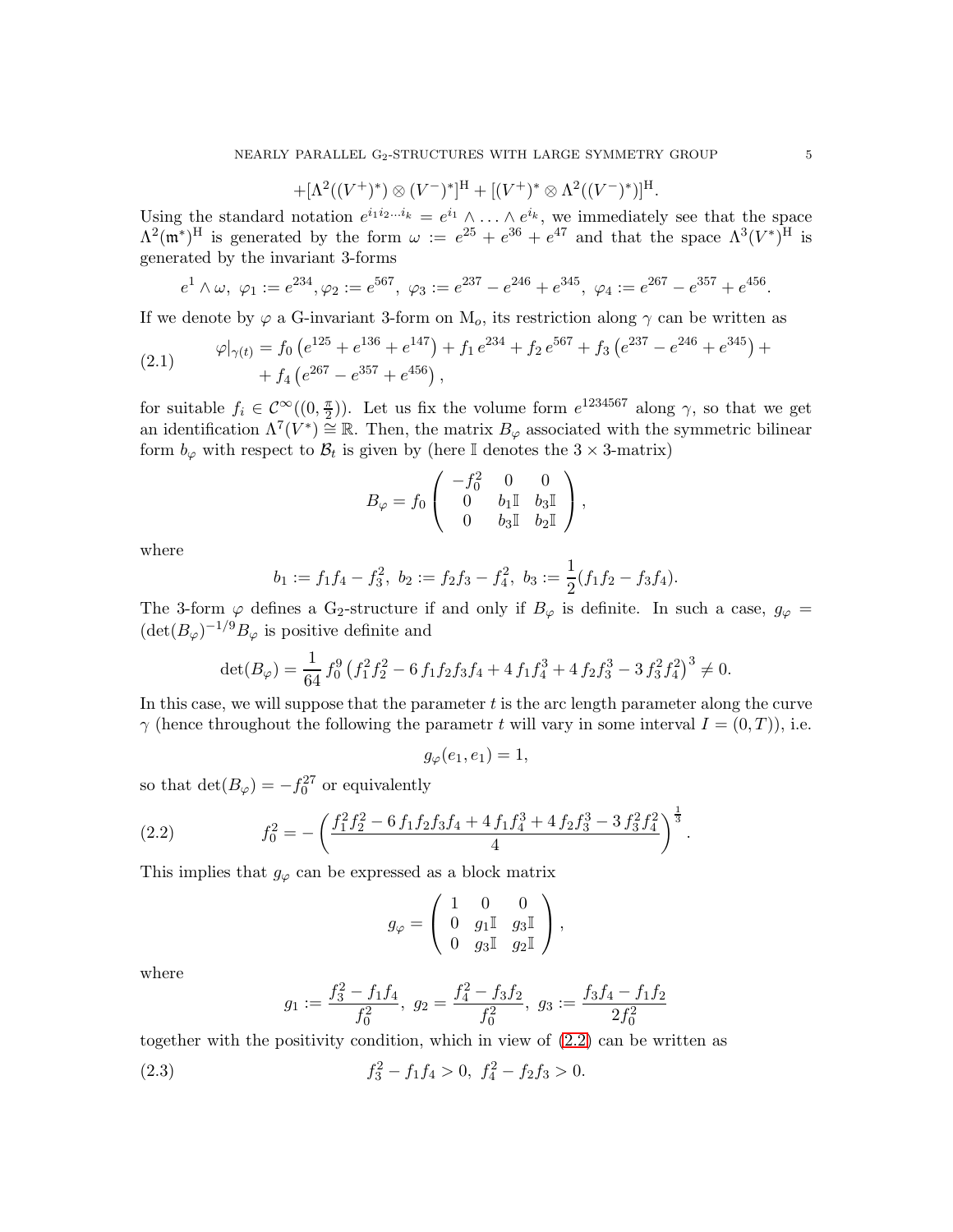$$+[\Lambda^2((V^+)^*) \otimes (V^-)^*]^{\mathrm{H}} + [(V^+)^* \otimes \Lambda^2((V^-)^*)]^{\mathrm{H}}.$$

Using the standard notation $e^{i_1 i_2 \dots i_k} = e^{i_1} \wedge \dots \wedge e^{i_k}$, we immediately see that the space $\Lambda^2(\mathfrak{m}^*)^{\mathrm{H}}$ is generated by the form $\omega := e^{25} + e^{36} + e^{47}$ and that the space $\Lambda^3(V^*)^{\mathrm{H}}$ is generated by the invariant 3-forms

$$e^1 \wedge \omega,\ \varphi_1 := e^{234}, \varphi_2 := e^{567},\ \varphi_3 := e^{237} - e^{246} + e^{345},\ \varphi_4 := e^{267} - e^{357} + e^{456}.$$

If we denote by $\varphi$ a G-invariant 3-form on $\mathrm{M}_o$, its restriction along $\gamma$ can be written as

$$\begin{aligned} \varphi|_{\gamma(t)} = {} & f_0 \left(e^{125} + e^{136} + e^{147}\right) + f_1\, e^{234} + f_2\, e^{567} + f_3 \left(e^{237} - e^{246} + e^{345}\right) + \\ & + f_4 \left(e^{267} - e^{357} + e^{456}\right), \end{aligned} \tag{2.1}$$

for suitable $f_i \in \mathcal{C}^\infty((0, \frac{\pi}{2}))$. Let us fix the volume form $e^{1234567}$ along $\gamma$, so that we get an identification $\Lambda^7(V^*) \cong \mathbb{R}$. Then, the matrix $B_\varphi$ associated with the symmetric bilinear form $b_\varphi$ with respect to $\mathcal{B}_t$ is given by (here $\mathbb{I}$ denotes the $3 \times 3$-matrix)

$$B_\varphi = f_0 \begin{pmatrix} -f_0^2 & 0 & 0 \\ 0 & b_1 \mathbb{I} & b_3 \mathbb{I} \\ 0 & b_3 \mathbb{I} & b_2 \mathbb{I} \end{pmatrix},$$

where

$$b_1 := f_1 f_4 - f_3^2,\ b_2 := f_2 f_3 - f_4^2,\ b_3 := \frac{1}{2}(f_1 f_2 - f_3 f_4).$$

The 3-form $\varphi$ defines a $\mathrm{G}_2$-structure if and only if $B_\varphi$ is definite. In such a case, $g_\varphi = (\det(B_\varphi)^{-1/9} B_\varphi$ is positive definite and

$$\det(B_\varphi) = \frac{1}{64}\, f_0^9 \left(f_1^2 f_2^2 - 6\, f_1 f_2 f_3 f_4 + 4\, f_1 f_4^3 + 4\, f_2 f_3^3 - 3\, f_3^2 f_4^2\right)^3 \neq 0.$$

In this case, we will suppose that the parameter $t$ is the arc length parameter along the curve $\gamma$ (hence throughout the following the parametr $t$ will vary in some interval $I = (0, T)$), i.e.

$$g_\varphi(e_1, e_1) = 1,$$

so that $\det(B_\varphi) = -f_0^{27}$ or equivalently

$$f_0^2 = -\left(\frac{f_1^2 f_2^2 - 6\, f_1 f_2 f_3 f_4 + 4\, f_1 f_4^3 + 4\, f_2 f_3^3 - 3\, f_3^2 f_4^2}{4}\right)^{\frac{1}{3}}. \tag{2.2}$$

This implies that $g_\varphi$ can be expressed as a block matrix

$$g_\varphi = \begin{pmatrix} 1 & 0 & 0 \\ 0 & g_1 \mathbb{I} & g_3 \mathbb{I} \\ 0 & g_3 \mathbb{I} & g_2 \mathbb{I} \end{pmatrix},$$

where

$$g_1 := \frac{f_3^2 - f_1 f_4}{f_0^2},\ g_2 = \frac{f_4^2 - f_3 f_2}{f_0^2},\ g_3 := \frac{f_3 f_4 - f_1 f_2}{2 f_0^2}$$

together with the positivity condition, which in view of (2.2) can be written as

$$f_3^2 - f_1 f_4 > 0,\ f_4^2 - f_2 f_3 > 0. \tag{2.3}$$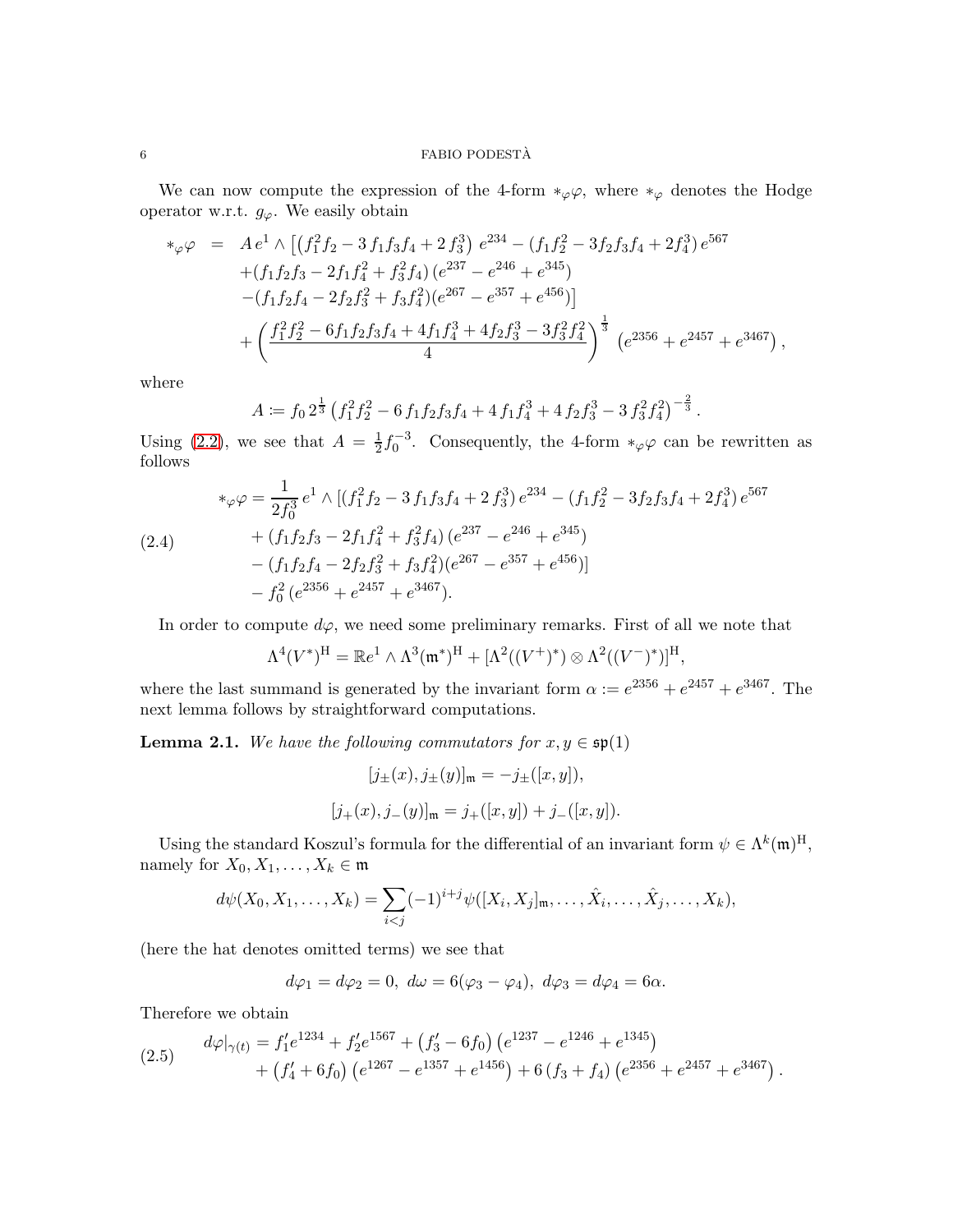We can now compute the expression of the 4-form $*_\varphi\varphi$, where $*_\varphi$ denotes the Hodge operator w.r.t. $g_\varphi$. We easily obtain

$$
\begin{aligned}
*_\varphi\varphi \;=\;& A\, e^1 \wedge \big[ \left(f_1^2 f_2 - 3\, f_1 f_3 f_4 + 2\, f_3^3\right) e^{234} - (f_1 f_2^2 - 3 f_2 f_3 f_4 + 2 f_4^3)\, e^{567} \\
&+ (f_1 f_2 f_3 - 2 f_1 f_4^2 + f_3^2 f_4)\,(e^{237} - e^{246} + e^{345}) \\
&- (f_1 f_2 f_4 - 2 f_2 f_3^2 + f_3 f_4^2)(e^{267} - e^{357} + e^{456}) \big] \\
&+ \left( \frac{f_1^2 f_2^2 - 6 f_1 f_2 f_3 f_4 + 4 f_1 f_4^3 + 4 f_2 f_3^3 - 3 f_3^2 f_4^2}{4} \right)^{\frac{1}{3}} \left(e^{2356} + e^{2457} + e^{3467}\right),
\end{aligned}
$$

where

$$
A \coloneqq f_0\, 2^{\frac{1}{3}} \left(f_1^2 f_2^2 - 6\, f_1 f_2 f_3 f_4 + 4\, f_1 f_4^3 + 4\, f_2 f_3^3 - 3\, f_3^2 f_4^2\right)^{-\frac{2}{3}}.
$$

Using (2.2), we see that $A = \frac{1}{2} f_0^{-3}$. Consequently, the 4-form $*_\varphi\varphi$ can be rewritten as follows

$$
\begin{aligned}
*_\varphi\varphi = & \frac{1}{2 f_0^3}\, e^1 \wedge [(f_1^2 f_2 - 3\, f_1 f_3 f_4 + 2\, f_3^3)\, e^{234} - (f_1 f_2^2 - 3 f_2 f_3 f_4 + 2 f_4^3)\, e^{567} \\
& + (f_1 f_2 f_3 - 2 f_1 f_4^2 + f_3^2 f_4)\,(e^{237} - e^{246} + e^{345}) \\
& - (f_1 f_2 f_4 - 2 f_2 f_3^2 + f_3 f_4^2)(e^{267} - e^{357} + e^{456})] \\
& - f_0^2\,(e^{2356} + e^{2457} + e^{3467}).
\end{aligned}
\tag{2.4}
$$

In order to compute $d\varphi$, we need some preliminary remarks. First of all we note that

$$
\Lambda^4(V^*)^{\mathrm{H}} = \mathbb{R}e^1 \wedge \Lambda^3(\mathfrak{m}^*)^{\mathrm{H}} + [\Lambda^2((V^+)^*) \otimes \Lambda^2((V^-)^*)]^{\mathrm{H}},
$$

where the last summand is generated by the invariant form $\alpha := e^{2356} + e^{2457} + e^{3467}$. The next lemma follows by straightforward computations.

**Lemma 2.1.** *We have the following commutators for $x, y \in \mathfrak{sp}(1)$*

$$
[j_\pm(x), j_\pm(y)]_{\mathfrak{m}} = -j_\pm([x,y]),
$$

$$
[j_+(x), j_-(y)]_{\mathfrak{m}} = j_+([x,y]) + j_-([x,y]).
$$

Using the standard Koszul's formula for the differential of an invariant form $\psi \in \Lambda^k(\mathfrak{m})^{\mathrm{H}}$, namely for $X_0, X_1, \ldots, X_k \in \mathfrak{m}$

$$
d\psi(X_0, X_1, \ldots, X_k) = \sum_{i<j} (-1)^{i+j} \psi([X_i, X_j]_{\mathfrak{m}}, \ldots, \hat{X}_i, \ldots, \hat{X}_j, \ldots, X_k),
$$

(here the hat denotes omitted terms) we see that

$$
d\varphi_1 = d\varphi_2 = 0,\ d\omega = 6(\varphi_3 - \varphi_4),\ d\varphi_3 = d\varphi_4 = 6\alpha.
$$

Therefore we obtain

$$
\begin{aligned}
d\varphi|_{\gamma(t)} = & f_1' e^{1234} + f_2' e^{1567} + \left(f_3' - 6 f_0\right)\left(e^{1237} - e^{1246} + e^{1345}\right) \\
& + \left(f_4' + 6 f_0\right)\left(e^{1267} - e^{1357} + e^{1456}\right) + 6\left(f_3 + f_4\right)\left(e^{2356} + e^{2457} + e^{3467}\right).
\end{aligned}
\tag{2.5}
$$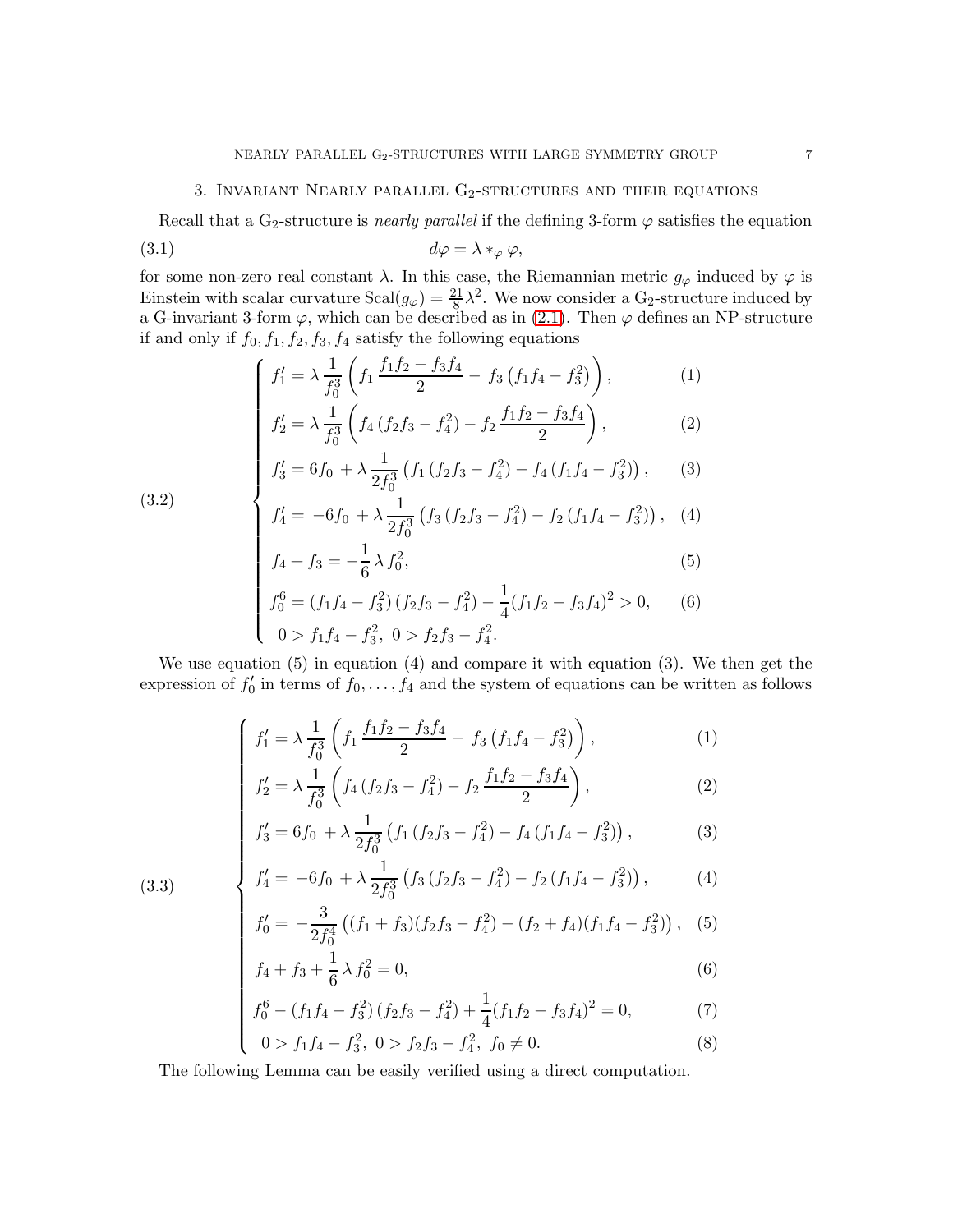## 3. Invariant Nearly parallel $G_2$-structures and their equations

Recall that a $G_2$-structure is *nearly parallel* if the defining 3-form $\varphi$ satisfies the equation

$$d\varphi = \lambda *_\varphi \varphi, \tag{3.1}$$

for some non-zero real constant $\lambda$. In this case, the Riemannian metric $g_\varphi$ induced by $\varphi$ is Einstein with scalar curvature $\mathrm{Scal}(g_\varphi) = \frac{21}{8}\lambda^2$. We now consider a $G_2$-structure induced by a G-invariant 3-form $\varphi$, which can be described as in (2.1). Then $\varphi$ defines an NP-structure if and only if $f_0, f_1, f_2, f_3, f_4$ satisfy the following equations

$$\tag{3.2} \begin{cases} f_1' = \lambda \dfrac{1}{f_0^3}\left( f_1 \dfrac{f_1 f_2 - f_3 f_4}{2} - f_3\left(f_1 f_4 - f_3^2\right)\right), & (1) \\[2mm] f_2' = \lambda \dfrac{1}{f_0^3}\left( f_4\left(f_2 f_3 - f_4^2\right) - f_2 \dfrac{f_1 f_2 - f_3 f_4}{2}\right), & (2) \\[2mm] f_3' = 6 f_0 + \lambda \dfrac{1}{2 f_0^3}\left(f_1\left(f_2 f_3 - f_4^2\right) - f_4\left(f_1 f_4 - f_3^2\right)\right), & (3) \\[2mm] f_4' = -6 f_0 + \lambda \dfrac{1}{2 f_0^3}\left(f_3\left(f_2 f_3 - f_4^2\right) - f_2\left(f_1 f_4 - f_3^2\right)\right), & (4) \\[2mm] f_4 + f_3 = -\dfrac{1}{6}\lambda f_0^2, & (5) \\[2mm] f_0^6 = \left(f_1 f_4 - f_3^2\right)\left(f_2 f_3 - f_4^2\right) - \dfrac{1}{4}(f_1 f_2 - f_3 f_4)^2 > 0, & (6) \\[2mm] 0 > f_1 f_4 - f_3^2,\ 0 > f_2 f_3 - f_4^2. \end{cases}$$

We use equation (5) in equation (4) and compare it with equation (3). We then get the expression of $f_0'$ in terms of $f_0, \ldots, f_4$ and the system of equations can be written as follows

$$\tag{3.3} \begin{cases} f_1' = \lambda \dfrac{1}{f_0^3}\left( f_1 \dfrac{f_1 f_2 - f_3 f_4}{2} - f_3\left(f_1 f_4 - f_3^2\right)\right), & (1) \\[2mm] f_2' = \lambda \dfrac{1}{f_0^3}\left( f_4\left(f_2 f_3 - f_4^2\right) - f_2 \dfrac{f_1 f_2 - f_3 f_4}{2}\right), & (2) \\[2mm] f_3' = 6 f_0 + \lambda \dfrac{1}{2 f_0^3}\left(f_1\left(f_2 f_3 - f_4^2\right) - f_4\left(f_1 f_4 - f_3^2\right)\right), & (3) \\[2mm] f_4' = -6 f_0 + \lambda \dfrac{1}{2 f_0^3}\left(f_3\left(f_2 f_3 - f_4^2\right) - f_2\left(f_1 f_4 - f_3^2\right)\right), & (4) \\[2mm] f_0' = -\dfrac{3}{2 f_0^4}\left((f_1 + f_3)(f_2 f_3 - f_4^2) - (f_2 + f_4)(f_1 f_4 - f_3^2)\right), & (5) \\[2mm] f_4 + f_3 + \dfrac{1}{6}\lambda f_0^2 = 0, & (6) \\[2mm] f_0^6 - \left(f_1 f_4 - f_3^2\right)\left(f_2 f_3 - f_4^2\right) + \dfrac{1}{4}(f_1 f_2 - f_3 f_4)^2 = 0, & (7) \\[2mm] 0 > f_1 f_4 - f_3^2,\ 0 > f_2 f_3 - f_4^2,\ f_0 \neq 0. & (8) \end{cases}$$

The following Lemma can be easily verified using a direct computation.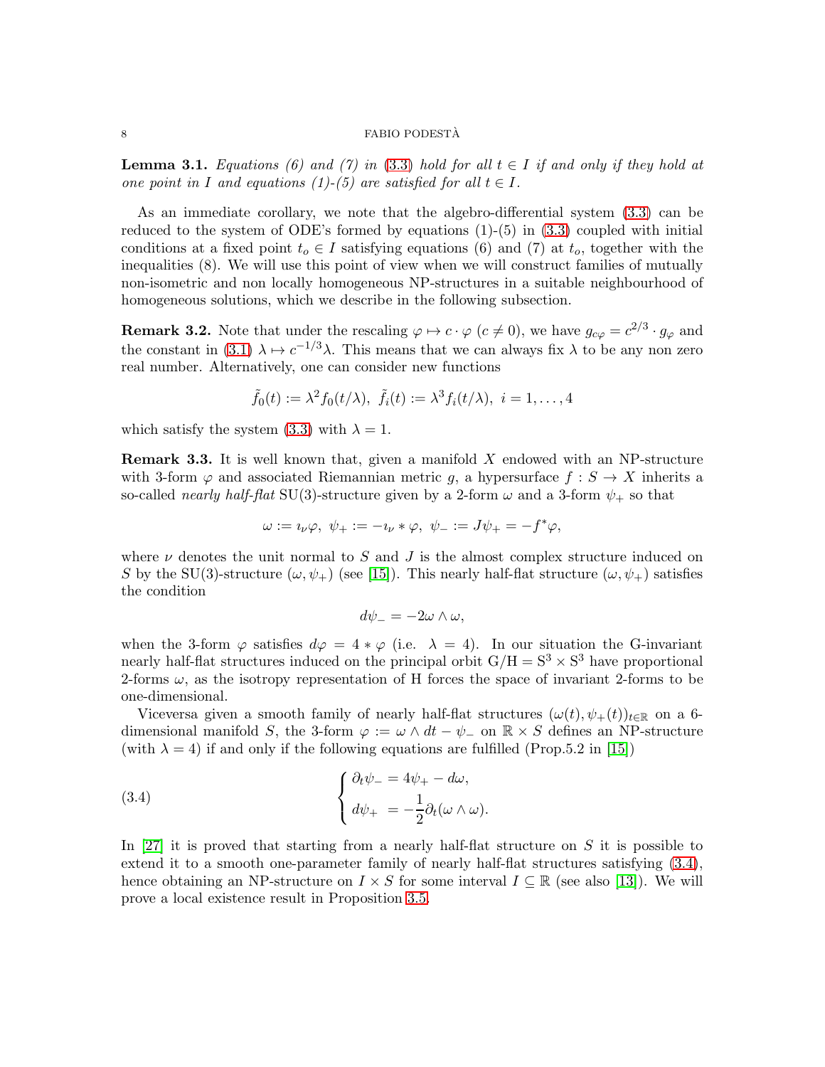**Lemma 3.1.** *Equations (6) and (7) in (3.3) hold for all $t \in I$ if and only if they hold at one point in $I$ and equations (1)-(5) are satisfied for all $t \in I$.*

As an immediate corollary, we note that the algebro-differential system (3.3) can be reduced to the system of ODE's formed by equations (1)-(5) in (3.3) coupled with initial conditions at a fixed point $t_o \in I$ satisfying equations (6) and (7) at $t_o$, together with the inequalities (8). We will use this point of view when we will construct families of mutually non-isometric and non locally homogeneous NP-structures in a suitable neighbourhood of homogeneous solutions, which we describe in the following subsection.

**Remark 3.2.** Note that under the rescaling $\varphi \mapsto c \cdot \varphi$ ($c \neq 0$), we have $g_{c\varphi} = c^{2/3} \cdot g_\varphi$ and the constant in (3.1) $\lambda \mapsto c^{-1/3}\lambda$. This means that we can always fix $\lambda$ to be any non zero real number. Alternatively, one can consider new functions

$$\tilde{f}_0(t) := \lambda^2 f_0(t/\lambda),\ \tilde{f}_i(t) := \lambda^3 f_i(t/\lambda),\ i = 1, \ldots, 4$$

which satisfy the system (3.3) with $\lambda = 1$.

**Remark 3.3.** It is well known that, given a manifold $X$ endowed with an NP-structure with 3-form $\varphi$ and associated Riemannian metric $g$, a hypersurface $f : S \to X$ inherits a so-called *nearly half-flat* $\mathrm{SU}(3)$-structure given by a 2-form $\omega$ and a 3-form $\psi_+$ so that

$$\omega := \imath_\nu \varphi,\ \psi_+ := -\imath_\nu * \varphi,\ \psi_- := J\psi_+ = -f^*\varphi,$$

where $\nu$ denotes the unit normal to $S$ and $J$ is the almost complex structure induced on $S$ by the $\mathrm{SU}(3)$-structure $(\omega, \psi_+)$ (see [15]). This nearly half-flat structure $(\omega, \psi_+)$ satisfies the condition

$$d\psi_- = -2\omega \wedge \omega,$$

when the 3-form $\varphi$ satisfies $d\varphi = 4 * \varphi$ (i.e. $\lambda = 4$). In our situation the G-invariant nearly half-flat structures induced on the principal orbit $\mathrm{G/H} = \mathrm{S}^3 \times \mathrm{S}^3$ have proportional 2-forms $\omega$, as the isotropy representation of H forces the space of invariant 2-forms to be one-dimensional.

Viceversa given a smooth family of nearly half-flat structures $(\omega(t), \psi_+(t))_{t\in\mathbb{R}}$ on a 6-dimensional manifold $S$, the 3-form $\varphi := \omega \wedge dt - \psi_-$ on $\mathbb{R} \times S$ defines an NP-structure (with $\lambda = 4$) if and only if the following equations are fulfilled (Prop.5.2 in [15])

$$\tag{3.4} \begin{cases} \partial_t \psi_- = 4\psi_+ - d\omega, \\ d\psi_+ \ = -\dfrac{1}{2}\partial_t(\omega \wedge \omega). \end{cases}$$

In [27] it is proved that starting from a nearly half-flat structure on $S$ it is possible to extend it to a smooth one-parameter family of nearly half-flat structures satisfying (3.4), hence obtaining an NP-structure on $I \times S$ for some interval $I \subseteq \mathbb{R}$ (see also [13]). We will prove a local existence result in Proposition 3.5.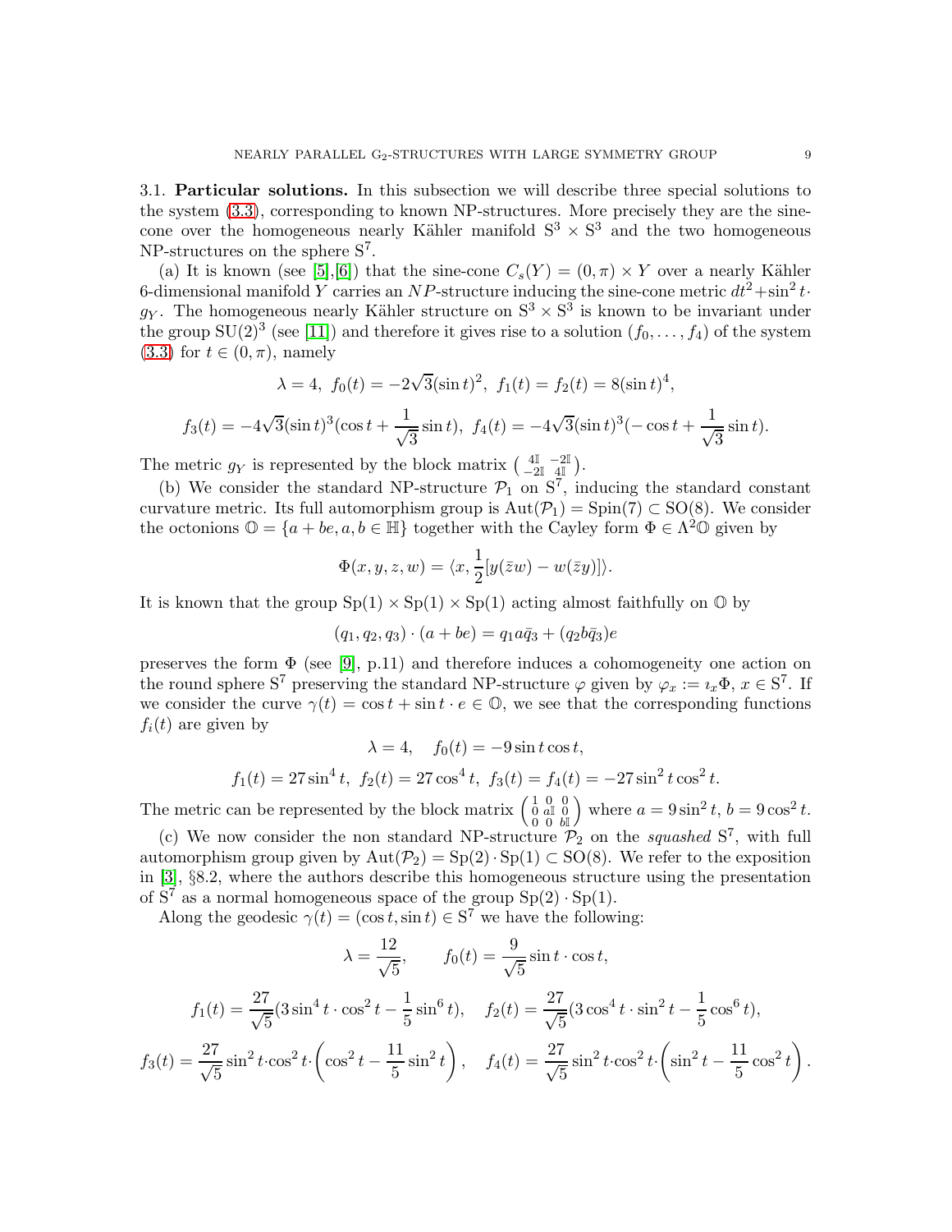3.1. **Particular solutions.** In this subsection we will describe three special solutions to the system (3.3), corresponding to known NP-structures. More precisely they are the sine-cone over the homogeneous nearly Kähler manifold $S^3 \times S^3$ and the two homogeneous NP-structures on the sphere $S^7$.

(a) It is known (see [5],[6]) that the sine-cone $C_s(Y) = (0, \pi) \times Y$ over a nearly Kähler 6-dimensional manifold $Y$ carries an $NP$-structure inducing the sine-cone metric $dt^2 + \sin^2 t \cdot g_Y$. The homogeneous nearly Kähler structure on $S^3 \times S^3$ is known to be invariant under the group $SU(2)^3$ (see [11]) and therefore it gives rise to a solution $(f_0, \ldots, f_4)$ of the system (3.3) for $t \in (0, \pi)$, namely

$$\lambda = 4, \ f_0(t) = -2\sqrt{3}(\sin t)^2, \ f_1(t) = f_2(t) = 8(\sin t)^4,$$

$$f_3(t) = -4\sqrt{3}(\sin t)^3(\cos t + \frac{1}{\sqrt{3}}\sin t), \ f_4(t) = -4\sqrt{3}(\sin t)^3(-\cos t + \frac{1}{\sqrt{3}}\sin t).$$

The metric $g_Y$ is represented by the block matrix $\begin{pmatrix} 4\mathbb{I} & -2\mathbb{I} \\ -2\mathbb{I} & 4\mathbb{I} \end{pmatrix}$.

(b) We consider the standard NP-structure $\mathcal{P}_1$ on $S^7$, inducing the standard constant curvature metric. Its full automorphism group is $\mathrm{Aut}(\mathcal{P}_1) = \mathrm{Spin}(7) \subset \mathrm{SO}(8)$. We consider the octonions $\mathbb{O} = \{a + be, a, b \in \mathbb{H}\}$ together with the Cayley form $\Phi \in \Lambda^2 \mathbb{O}$ given by

$$\Phi(x, y, z, w) = \langle x, \frac{1}{2}[y(\bar{z}w) - w(\bar{z}y)] \rangle.$$

It is known that the group $\mathrm{Sp}(1) \times \mathrm{Sp}(1) \times \mathrm{Sp}(1)$ acting almost faithfully on $\mathbb{O}$ by

$$(q_1, q_2, q_3) \cdot (a + be) = q_1 a \bar{q}_3 + (q_2 b \bar{q}_3)e$$

preserves the form $\Phi$ (see [9], p.11) and therefore induces a cohomogeneity one action on the round sphere $S^7$ preserving the standard NP-structure $\varphi$ given by $\varphi_x := \imath_x \Phi$, $x \in S^7$. If we consider the curve $\gamma(t) = \cos t + \sin t \cdot e \in \mathbb{O}$, we see that the corresponding functions $f_i(t)$ are given by

$$\lambda = 4, \quad f_0(t) = -9 \sin t \cos t,$$

$$f_1(t) = 27 \sin^4 t, \ f_2(t) = 27 \cos^4 t, \ f_3(t) = f_4(t) = -27 \sin^2 t \cos^2 t.$$

The metric can be represented by the block matrix $\begin{pmatrix} 1 & 0 & 0 \\ 0 & a\mathbb{I} & 0 \\ 0 & 0 & b\mathbb{I} \end{pmatrix}$ where $a = 9 \sin^2 t$, $b = 9 \cos^2 t$.

(c) We now consider the non standard NP-structure $\mathcal{P}_2$ on the *squashed* $S^7$, with full automorphism group given by $\mathrm{Aut}(\mathcal{P}_2) = \mathrm{Sp}(2) \cdot \mathrm{Sp}(1) \subset \mathrm{SO}(8)$. We refer to the exposition in [3], §8.2, where the authors describe this homogeneous structure using the presentation of $S^7$ as a normal homogeneous space of the group $\mathrm{Sp}(2) \cdot \mathrm{Sp}(1)$.

Along the geodesic $\gamma(t) = (\cos t, \sin t) \in S^7$ we have the following:

$$\lambda = \frac{12}{\sqrt{5}}, \qquad f_0(t) = \frac{9}{\sqrt{5}} \sin t \cdot \cos t,$$

$$f_1(t) = \frac{27}{\sqrt{5}}(3 \sin^4 t \cdot \cos^2 t - \frac{1}{5} \sin^6 t), \quad f_2(t) = \frac{27}{\sqrt{5}}(3 \cos^4 t \cdot \sin^2 t - \frac{1}{5} \cos^6 t),$$

$$f_3(t) = \frac{27}{\sqrt{5}} \sin^2 t \cdot \cos^2 t \cdot \left( \cos^2 t - \frac{11}{5} \sin^2 t \right), \quad f_4(t) = \frac{27}{\sqrt{5}} \sin^2 t \cdot \cos^2 t \cdot \left( \sin^2 t - \frac{11}{5} \cos^2 t \right).$$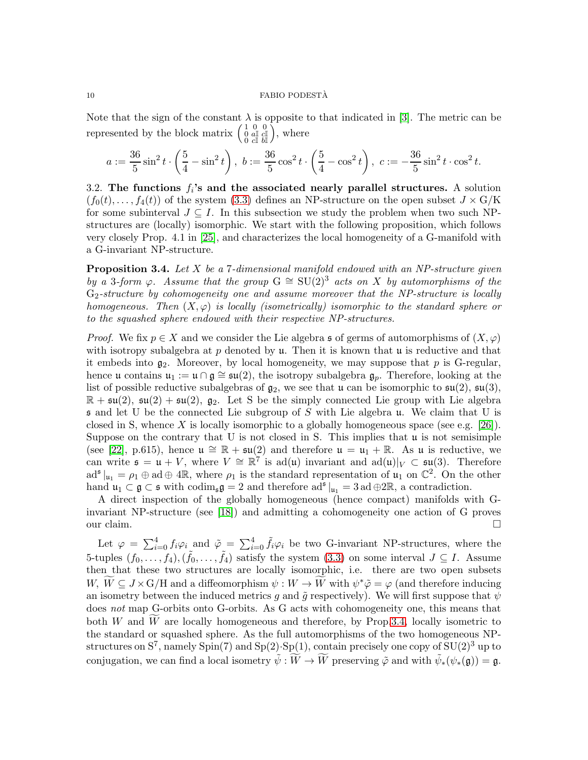Note that the sign of the constant $\lambda$ is opposite to that indicated in [3]. The metric can be represented by the block matrix $\left(\begin{smallmatrix} 1 & 0 & 0 \\ 0 & a\mathbb{I} & c\mathbb{I} \\ 0 & c\mathbb{I} & b\mathbb{I} \end{smallmatrix}\right)$, where

$$a := \frac{36}{5}\sin^2 t \cdot \left(\frac{5}{4} - \sin^2 t\right),\ b := \frac{36}{5}\cos^2 t \cdot \left(\frac{5}{4} - \cos^2 t\right),\ c := -\frac{36}{5}\sin^2 t \cdot \cos^2 t.$$

3.2. **The functions $f_i$'s and the associated nearly parallel structures.** A solution $(f_0(t), \ldots, f_4(t))$ of the system (3.3) defines an NP-structure on the open subset $J \times \mathrm{G/K}$ for some subinterval $J \subseteq I$. In this subsection we study the problem when two such NP-structures are (locally) isomorphic. We start with the following proposition, which follows very closely Prop. 4.1 in [25], and characterizes the local homogeneity of a G-manifold with a G-invariant NP-structure.

**Proposition 3.4.** *Let $X$ be a 7-dimensional manifold endowed with an NP-structure given by a 3-form $\varphi$. Assume that the group $\mathrm{G} \cong \mathrm{SU}(2)^3$ acts on $X$ by automorphisms of the $\mathrm{G}_2$-structure by cohomogeneity one and assume moreover that the NP-structure is locally homogeneous. Then $(X, \varphi)$ is locally (isometrically) isomorphic to the standard sphere or to the squashed sphere endowed with their respective NP-structures.*

*Proof.* We fix $p \in X$ and we consider the Lie algebra $\mathfrak{s}$ of germs of automorphisms of $(X, \varphi)$ with isotropy subalgebra at $p$ denoted by $\mathfrak{u}$. Then it is known that $\mathfrak{u}$ is reductive and that it embeds into $\mathfrak{g}_2$. Moreover, by local homogeneity, we may suppose that $p$ is G-regular, hence $\mathfrak{u}$ contains $\mathfrak{u}_1 := \mathfrak{u} \cap \mathfrak{g} \cong \mathfrak{su}(2)$, the isotropy subalgebra $\mathfrak{g}_p$. Therefore, looking at the list of possible reductive subalgebras of $\mathfrak{g}_2$, we see that $\mathfrak{u}$ can be isomorphic to $\mathfrak{su}(2)$, $\mathfrak{su}(3)$, $\mathbb{R} + \mathfrak{su}(2)$, $\mathfrak{su}(2) + \mathfrak{su}(2)$, $\mathfrak{g}_2$. Let S be the simply connected Lie group with Lie algebra $\mathfrak{s}$ and let U be the connected Lie subgroup of $S$ with Lie algebra $\mathfrak{u}$. We claim that U is closed in S, whence $X$ is locally isomorphic to a globally homogeneous space (see e.g. [26]). Suppose on the contrary that U is not closed in S. This implies that $\mathfrak{u}$ is not semisimple (see [22], p.615), hence $\mathfrak{u} \cong \mathbb{R} + \mathfrak{su}(2)$ and therefore $\mathfrak{u} = \mathfrak{u}_1 + \mathbb{R}$. As $\mathfrak{u}$ is reductive, we can write $\mathfrak{s} = \mathfrak{u} + V$, where $V \cong \mathbb{R}^7$ is $\mathrm{ad}(\mathfrak{u})$ invariant and $\mathrm{ad}(\mathfrak{u})|_V \subset \mathfrak{su}(3)$. Therefore $\mathrm{ad}^{\mathfrak{s}}|_{\mathfrak{u}_1} = \rho_1 \oplus \mathrm{ad} \oplus 4\mathbb{R}$, where $\rho_1$ is the standard representation of $\mathfrak{u}_1$ on $\mathbb{C}^2$. On the other hand $\mathfrak{u}_1 \subset \mathfrak{g} \subset \mathfrak{s}$ with $\mathrm{codim}_{\mathfrak{s}}\mathfrak{g} = 2$ and therefore $\mathrm{ad}^{\mathfrak{s}}|_{\mathfrak{u}_1} = 3\,\mathrm{ad} \oplus 2\mathbb{R}$, a contradiction.

A direct inspection of the globally homogeneous (hence compact) manifolds with G-invariant NP-structure (see [18]) and admitting a cohomogeneity one action of G proves our claim. $\square$

Let $\varphi = \sum_{i=0}^4 f_i \varphi_i$ and $\tilde{\varphi} = \sum_{i=0}^4 \tilde{f}_i \varphi_i$ be two G-invariant NP-structures, where the 5-tuples $(f_0, \ldots, f_4), (\tilde{f}_0, \ldots, \tilde{f}_4)$ satisfy the system (3.3) on some interval $J \subseteq I$. Assume then that these two structures are locally isomorphic, i.e. there are two open subsets $W, \widetilde{W} \subseteq J \times \mathrm{G/H}$ and a diffeomorphism $\psi : W \to \widetilde{W}$ with $\psi^* \tilde{\varphi} = \varphi$ (and therefore inducing an isometry between the induced metrics $g$ and $\tilde{g}$ respectively). We will first suppose that $\psi$ does *not* map G-orbits onto G-orbits. As G acts with cohomogeneity one, this means that both $W$ and $\widetilde{W}$ are locally homogeneous and therefore, by Prop.3.4, locally isometric to the standard or squashed sphere. As the full automorphisms of the two homogeneous NP-structures on $\mathrm{S}^7$, namely $\mathrm{Spin}(7)$ and $\mathrm{Sp}(2)\cdot\mathrm{Sp}(1)$, contain precisely one copy of $\mathrm{SU}(2)^3$ up to conjugation, we can find a local isometry $\tilde{\psi} : \widetilde{W} \to \widetilde{W}$ preserving $\tilde{\varphi}$ and with $\tilde{\psi}_*(\psi_*(\mathfrak{g})) = \mathfrak{g}$.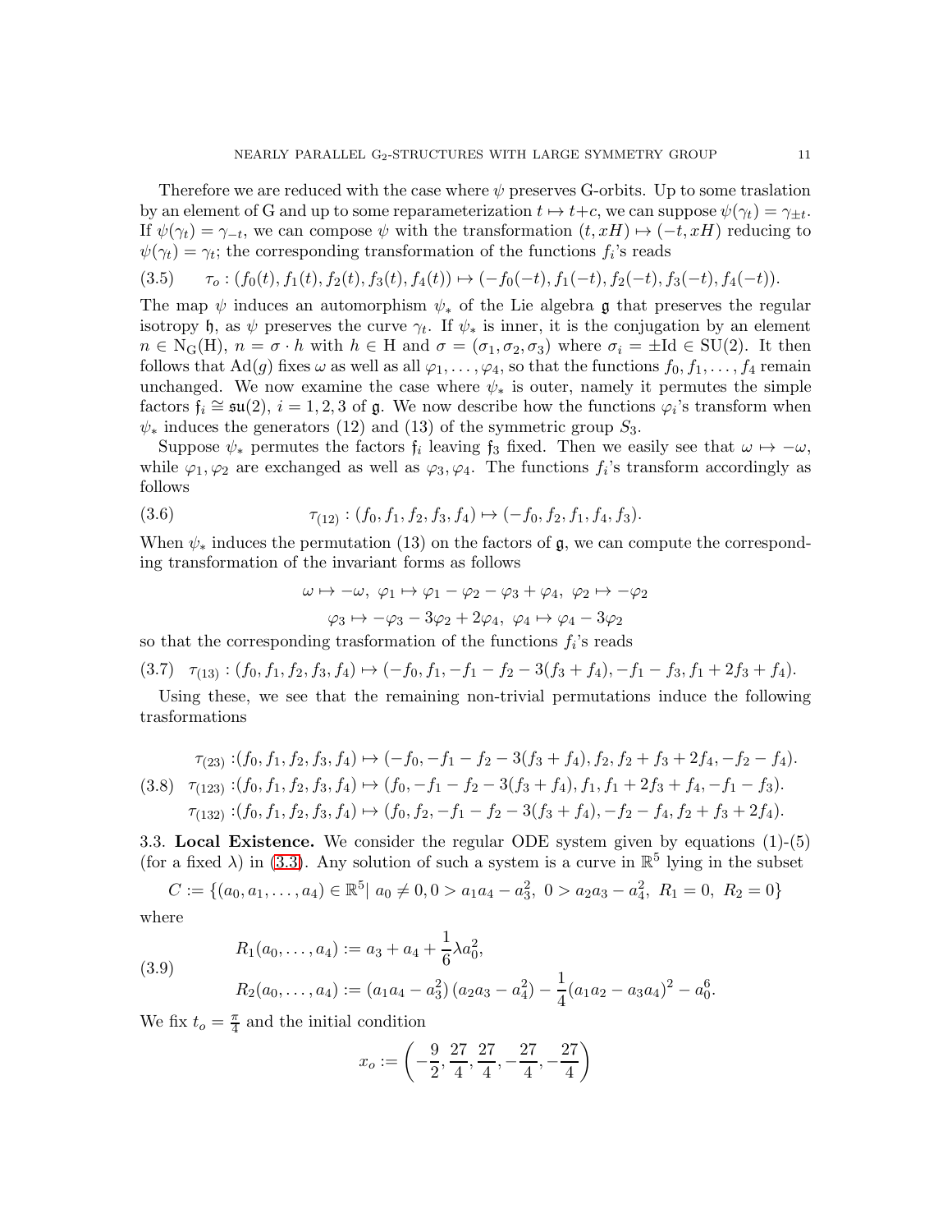Therefore we are reduced with the case where $\psi$ preserves G-orbits. Up to some traslation by an element of G and up to some reparameterization $t \mapsto t+c$, we can suppose $\psi(\gamma_t) = \gamma_{\pm t}$. If $\psi(\gamma_t) = \gamma_{-t}$, we can compose $\psi$ with the transformation $(t, xH) \mapsto (-t, xH)$ reducing to $\psi(\gamma_t) = \gamma_t$; the corresponding transformation of the functions $f_i$'s reads

$$\tau_o : (f_0(t), f_1(t), f_2(t), f_3(t), f_4(t)) \mapsto (-f_0(-t), f_1(-t), f_2(-t), f_3(-t), f_4(-t)). \tag{3.5}$$

The map $\psi$ induces an automorphism $\psi_*$ of the Lie algebra $\mathfrak{g}$ that preserves the regular isotropy $\mathfrak{h}$, as $\psi$ preserves the curve $\gamma_t$. If $\psi_*$ is inner, it is the conjugation by an element $n \in \mathrm{N_G(H)}$, $n = \sigma \cdot h$ with $h \in \mathrm{H}$ and $\sigma = (\sigma_1, \sigma_2, \sigma_3)$ where $\sigma_i = \pm\mathrm{Id} \in \mathrm{SU}(2)$. It then follows that $\mathrm{Ad}(g)$ fixes $\omega$ as well as all $\varphi_1, \ldots, \varphi_4$, so that the functions $f_0, f_1, \ldots, f_4$ remain unchanged. We now examine the case where $\psi_*$ is outer, namely it permutes the simple factors $\mathfrak{f}_i \cong \mathfrak{su}(2)$, $i = 1, 2, 3$ of $\mathfrak{g}$. We now describe how the functions $\varphi_i$'s transform when $\psi_*$ induces the generators (12) and (13) of the symmetric group $S_3$.

Suppose $\psi_*$ permutes the factors $\mathfrak{f}_i$ leaving $\mathfrak{f}_3$ fixed. Then we easily see that $\omega \mapsto -\omega$, while $\varphi_1, \varphi_2$ are exchanged as well as $\varphi_3, \varphi_4$. The functions $f_i$'s transform accordingly as follows

$$\tau_{(12)} : (f_0, f_1, f_2, f_3, f_4) \mapsto (-f_0, f_2, f_1, f_4, f_3). \tag{3.6}$$

When $\psi_*$ induces the permutation (13) on the factors of $\mathfrak{g}$, we can compute the corresponding transformation of the invariant forms as follows

$$\omega \mapsto -\omega,\ \varphi_1 \mapsto \varphi_1 - \varphi_2 - \varphi_3 + \varphi_4,\ \varphi_2 \mapsto -\varphi_2$$
$$\varphi_3 \mapsto -\varphi_3 - 3\varphi_2 + 2\varphi_4,\ \varphi_4 \mapsto \varphi_4 - 3\varphi_2$$

so that the corresponding trasformation of the functions $f_i$'s reads

$$\tau_{(13)} : (f_0, f_1, f_2, f_3, f_4) \mapsto (-f_0, f_1, -f_1 - f_2 - 3(f_3 + f_4), -f_1 - f_3, f_1 + 2f_3 + f_4). \tag{3.7}$$

Using these, we see that the remaining non-trivial permutations induce the following trasformations

$$\begin{aligned}
\tau_{(23)} &: (f_0, f_1, f_2, f_3, f_4) \mapsto (-f_0, -f_1 - f_2 - 3(f_3 + f_4), f_2, f_2 + f_3 + 2f_4, -f_2 - f_4). \\
\tau_{(123)} &: (f_0, f_1, f_2, f_3, f_4) \mapsto (f_0, -f_1 - f_2 - 3(f_3 + f_4), f_1, f_1 + 2f_3 + f_4, -f_1 - f_3). \\
\tau_{(132)} &: (f_0, f_1, f_2, f_3, f_4) \mapsto (f_0, f_2, -f_1 - f_2 - 3(f_3 + f_4), -f_2 - f_4, f_2 + f_3 + 2f_4).
\end{aligned} \tag{3.8}$$

### 3.3. Local Existence.

We consider the regular ODE system given by equations (1)-(5) (for a fixed $\lambda$) in (3.3). Any solution of such a system is a curve in $\mathbb{R}^5$ lying in the subset

$$C := \{(a_0, a_1, \ldots, a_4) \in \mathbb{R}^5 |\ a_0 \neq 0, 0 > a_1 a_4 - a_3^2,\ 0 > a_2 a_3 - a_4^2,\ R_1 = 0,\ R_2 = 0\}$$

where

$$\begin{aligned}
R_1(a_0, \ldots, a_4) &:= a_3 + a_4 + \frac{1}{6}\lambda a_0^2, \\
R_2(a_0, \ldots, a_4) &:= (a_1 a_4 - a_3^2)(a_2 a_3 - a_4^2) - \frac{1}{4}(a_1 a_2 - a_3 a_4)^2 - a_0^6.
\end{aligned} \tag{3.9}$$

We fix $t_o = \frac{\pi}{4}$ and the initial condition

$$x_o := \left(-\frac{9}{2}, \frac{27}{4}, \frac{27}{4}, -\frac{27}{4}, -\frac{27}{4}\right)$$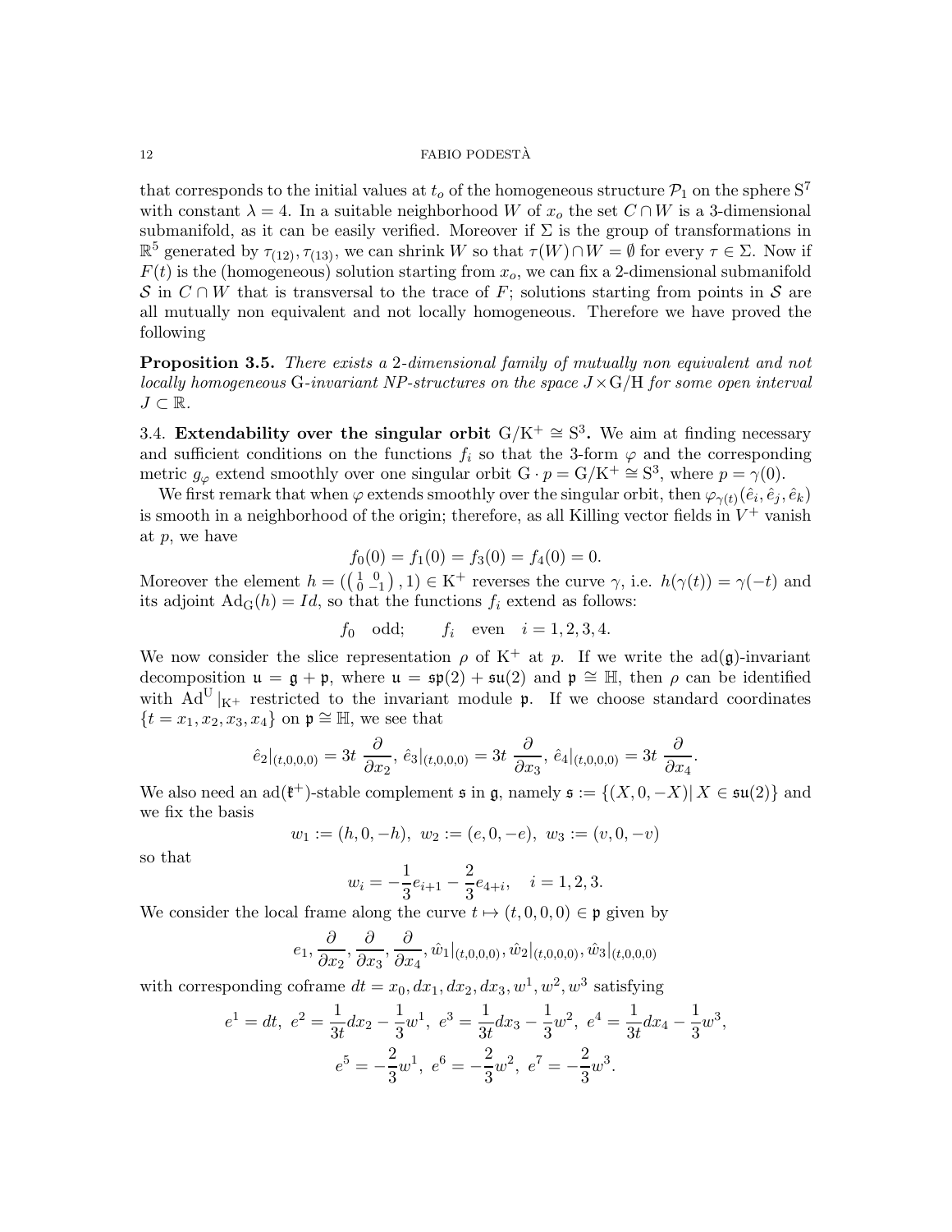that corresponds to the initial values at $t_o$ of the homogeneous structure $\mathcal{P}_1$ on the sphere $S^7$ with constant $\lambda = 4$. In a suitable neighborhood $W$ of $x_o$ the set $C \cap W$ is a 3-dimensional submanifold, as it can be easily verified. Moreover if $\Sigma$ is the group of transformations in $\mathbb{R}^5$ generated by $\tau_{(12)}, \tau_{(13)}$, we can shrink $W$ so that $\tau(W) \cap W = \emptyset$ for every $\tau \in \Sigma$. Now if $F(t)$ is the (homogeneous) solution starting from $x_o$, we can fix a 2-dimensional submanifold $\mathcal{S}$ in $C \cap W$ that is transversal to the trace of $F$; solutions starting from points in $\mathcal{S}$ are all mutually non equivalent and not locally homogeneous. Therefore we have proved the following

**Proposition 3.5.** *There exists a 2-dimensional family of mutually non equivalent and not locally homogeneous* $\mathrm{G}$*-invariant NP-structures on the space* $J \times \mathrm{G}/\mathrm{H}$ *for some open interval* $J \subset \mathbb{R}$.

3.4. **Extendability over the singular orbit $\mathrm{G}/\mathrm{K}^+ \cong S^3$.** We aim at finding necessary and sufficient conditions on the functions $f_i$ so that the 3-form $\varphi$ and the corresponding metric $g_\varphi$ extend smoothly over one singular orbit $\mathrm{G} \cdot p = \mathrm{G}/\mathrm{K}^+ \cong S^3$, where $p = \gamma(0)$.

We first remark that when $\varphi$ extends smoothly over the singular orbit, then $\varphi_{\gamma(t)}(\hat{e}_i, \hat{e}_j, \hat{e}_k)$ is smooth in a neighborhood of the origin; therefore, as all Killing vector fields in $V^+$ vanish at $p$, we have

$$f_0(0) = f_1(0) = f_3(0) = f_4(0) = 0.$$

Moreover the element $h = (\left(\begin{smallmatrix} 1 & 0 \\ 0 & -1 \end{smallmatrix}\right), 1) \in \mathrm{K}^+$ reverses the curve $\gamma$, i.e. $h(\gamma(t)) = \gamma(-t)$ and its adjoint $\mathrm{Ad}_\mathrm{G}(h) = Id$, so that the functions $f_i$ extend as follows:

$$f_0 \quad \text{odd}; \qquad f_i \quad \text{even} \quad i = 1, 2, 3, 4.$$

We now consider the slice representation $\rho$ of $\mathrm{K}^+$ at $p$. If we write the $\mathrm{ad}(\mathfrak{g})$-invariant decomposition $\mathfrak{u} = \mathfrak{g} + \mathfrak{p}$, where $\mathfrak{u} = \mathfrak{sp}(2) + \mathfrak{su}(2)$ and $\mathfrak{p} \cong \mathbb{H}$, then $\rho$ can be identified with $\mathrm{Ad}^\mathrm{U}|_{\mathrm{K}^+}$ restricted to the invariant module $\mathfrak{p}$. If we choose standard coordinates $\{t = x_1, x_2, x_3, x_4\}$ on $\mathfrak{p} \cong \mathbb{H}$, we see that

$$\hat{e}_2|_{(t,0,0,0)} = 3t\,\frac{\partial}{\partial x_2},\; \hat{e}_3|_{(t,0,0,0)} = 3t\,\frac{\partial}{\partial x_3},\; \hat{e}_4|_{(t,0,0,0)} = 3t\,\frac{\partial}{\partial x_4}.$$

We also need an $\mathrm{ad}(\mathfrak{k}^+)$-stable complement $\mathfrak{s}$ in $\mathfrak{g}$, namely $\mathfrak{s} := \{(X, 0, -X) |\, X \in \mathfrak{su}(2)\}$ and we fix the basis

$$w_1 := (h, 0, -h),\; w_2 := (e, 0, -e),\; w_3 := (v, 0, -v)$$

so that

$$w_i = -\frac{1}{3}e_{i+1} - \frac{2}{3}e_{4+i}, \quad i = 1, 2, 3.$$

We consider the local frame along the curve $t \mapsto (t, 0, 0, 0) \in \mathfrak{p}$ given by

$$e_1, \frac{\partial}{\partial x_2}, \frac{\partial}{\partial x_3}, \frac{\partial}{\partial x_4}, \hat{w}_1|_{(t,0,0,0)}, \hat{w}_2|_{(t,0,0,0)}, \hat{w}_3|_{(t,0,0,0)}$$

with corresponding coframe $dt = x_0, dx_1, dx_2, dx_3, w^1, w^2, w^3$ satisfying

$$e^1 = dt,\; e^2 = \frac{1}{3t}dx_2 - \frac{1}{3}w^1,\; e^3 = \frac{1}{3t}dx_3 - \frac{1}{3}w^2,\; e^4 = \frac{1}{3t}dx_4 - \frac{1}{3}w^3,$$
$$e^5 = -\frac{2}{3}w^1,\; e^6 = -\frac{2}{3}w^2,\; e^7 = -\frac{2}{3}w^3.$$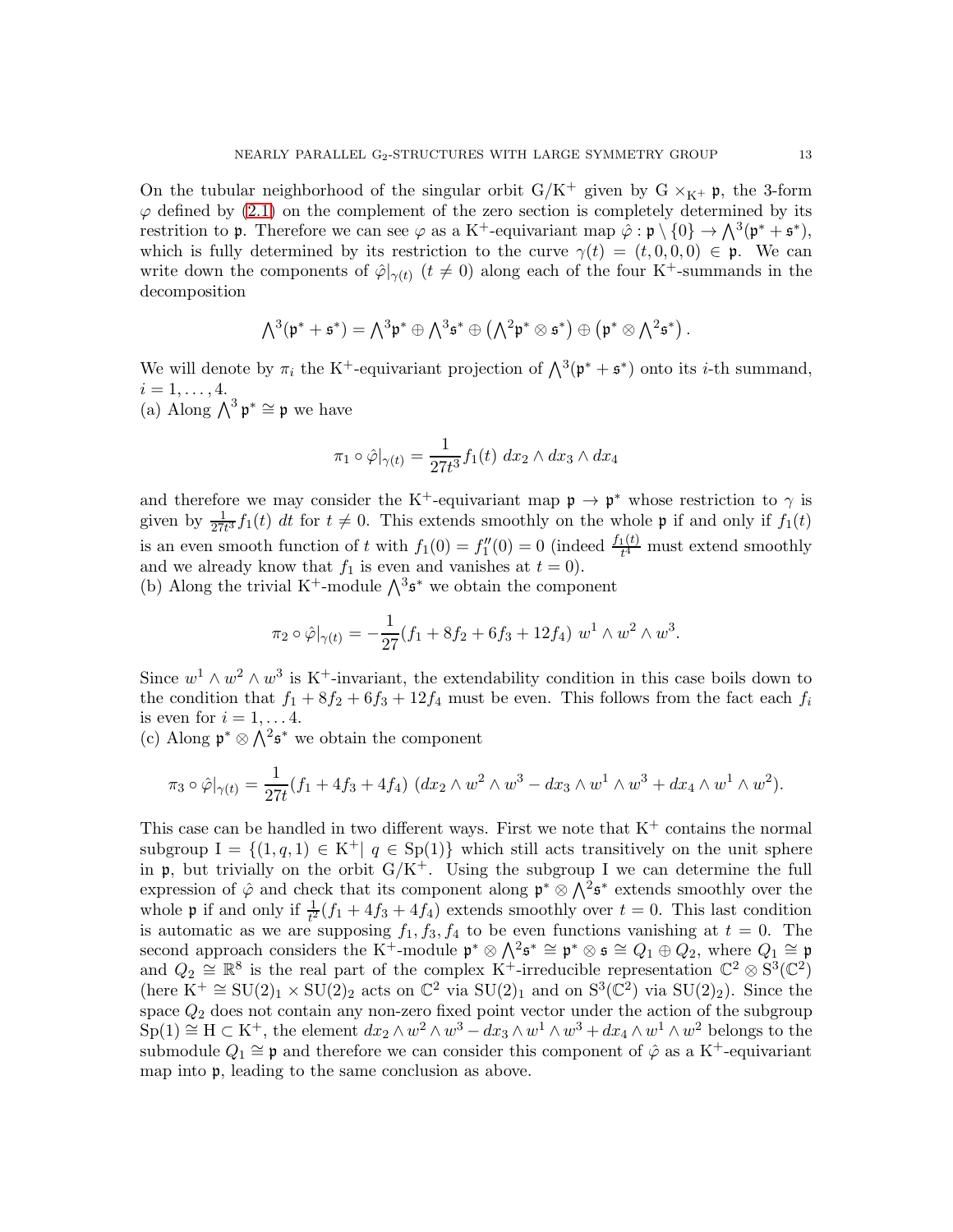On the tubular neighborhood of the singular orbit $\mathrm{G}/\mathrm{K}^+$ given by $\mathrm{G} \times_{\mathrm{K}^+} \mathfrak{p}$, the 3-form $\varphi$ defined by (2.1) on the complement of the zero section is completely determined by its restriction to $\mathfrak{p}$. Therefore we can see $\varphi$ as a $\mathrm{K}^+$-equivariant map $\hat{\varphi} : \mathfrak{p} \setminus \{0\} \to \bigwedge^3(\mathfrak{p}^* + \mathfrak{s}^*)$, which is fully determined by its restriction to the curve $\gamma(t) = (t, 0, 0, 0) \in \mathfrak{p}$. We can write down the components of $\hat{\varphi}|_{\gamma(t)}$ $(t \neq 0)$ along each of the four $\mathrm{K}^+$-summands in the decomposition

$$\bigwedge^3(\mathfrak{p}^* + \mathfrak{s}^*) = \bigwedge^3\mathfrak{p}^* \oplus \bigwedge^3\mathfrak{s}^* \oplus \left(\bigwedge^2\mathfrak{p}^* \otimes \mathfrak{s}^*\right) \oplus \left(\mathfrak{p}^* \otimes \bigwedge^2\mathfrak{s}^*\right).$$

We will denote by $\pi_i$ the $\mathrm{K}^+$-equivariant projection of $\bigwedge^3(\mathfrak{p}^* + \mathfrak{s}^*)$ onto its $i$-th summand, $i = 1, \ldots, 4$.

(a) Along $\bigwedge^3 \mathfrak{p}^* \cong \mathfrak{p}$ we have

$$\pi_1 \circ \hat{\varphi}|_{\gamma(t)} = \frac{1}{27t^3} f_1(t)\ dx_2 \wedge dx_3 \wedge dx_4$$

and therefore we may consider the $\mathrm{K}^+$-equivariant map $\mathfrak{p} \to \mathfrak{p}^*$ whose restriction to $\gamma$ is given by $\frac{1}{27t^3} f_1(t)\ dt$ for $t \neq 0$. This extends smoothly on the whole $\mathfrak{p}$ if and only if $f_1(t)$ is an even smooth function of $t$ with $f_1(0) = f_1''(0) = 0$ (indeed $\frac{f_1(t)}{t^4}$ must extend smoothly and we already know that $f_1$ is even and vanishes at $t = 0$).

(b) Along the trivial $\mathrm{K}^+$-module $\bigwedge^3\mathfrak{s}^*$ we obtain the component

$$\pi_2 \circ \hat{\varphi}|_{\gamma(t)} = -\frac{1}{27}(f_1 + 8f_2 + 6f_3 + 12f_4)\ w^1 \wedge w^2 \wedge w^3.$$

Since $w^1 \wedge w^2 \wedge w^3$ is $\mathrm{K}^+$-invariant, the extendability condition in this case boils down to the condition that $f_1 + 8f_2 + 6f_3 + 12f_4$ must be even. This follows from the fact each $f_i$ is even for $i = 1, \ldots 4$.

(c) Along $\mathfrak{p}^* \otimes \bigwedge^2\mathfrak{s}^*$ we obtain the component

$$\pi_3 \circ \hat{\varphi}|_{\gamma(t)} = \frac{1}{27t}(f_1 + 4f_3 + 4f_4)\ (dx_2 \wedge w^2 \wedge w^3 - dx_3 \wedge w^1 \wedge w^3 + dx_4 \wedge w^1 \wedge w^2).$$

This case can be handled in two different ways. First we note that $\mathrm{K}^+$ contains the normal subgroup $\mathrm{I} = \{(1, q, 1) \in \mathrm{K}^+ |\ q \in \mathrm{Sp}(1)\}$ which still acts transitively on the unit sphere in $\mathfrak{p}$, but trivially on the orbit $\mathrm{G}/\mathrm{K}^+$. Using the subgroup I we can determine the full expression of $\hat{\varphi}$ and check that its component along $\mathfrak{p}^* \otimes \bigwedge^2\mathfrak{s}^*$ extends smoothly over the whole $\mathfrak{p}$ if and only if $\frac{1}{t^2}(f_1 + 4f_3 + 4f_4)$ extends smoothly over $t = 0$. This last condition is automatic as we are supposing $f_1, f_3, f_4$ to be even functions vanishing at $t = 0$. The second approach considers the $\mathrm{K}^+$-module $\mathfrak{p}^* \otimes \bigwedge^2\mathfrak{s}^* \cong \mathfrak{p}^* \otimes \mathfrak{s} \cong Q_1 \oplus Q_2$, where $Q_1 \cong \mathfrak{p}$ and $Q_2 \cong \mathbb{R}^8$ is the real part of the complex $\mathrm{K}^+$-irreducible representation $\mathbb{C}^2 \otimes \mathrm{S}^3(\mathbb{C}^2)$ (here $\mathrm{K}^+ \cong \mathrm{SU}(2)_1 \times \mathrm{SU}(2)_2$ acts on $\mathbb{C}^2$ via $\mathrm{SU}(2)_1$ and on $\mathrm{S}^3(\mathbb{C}^2)$ via $\mathrm{SU}(2)_2$). Since the space $Q_2$ does not contain any non-zero fixed point vector under the action of the subgroup $\mathrm{Sp}(1) \cong \mathrm{H} \subset \mathrm{K}^+$, the element $dx_2 \wedge w^2 \wedge w^3 - dx_3 \wedge w^1 \wedge w^3 + dx_4 \wedge w^1 \wedge w^2$ belongs to the submodule $Q_1 \cong \mathfrak{p}$ and therefore we can consider this component of $\hat{\varphi}$ as a $\mathrm{K}^+$-equivariant map into $\mathfrak{p}$, leading to the same conclusion as above.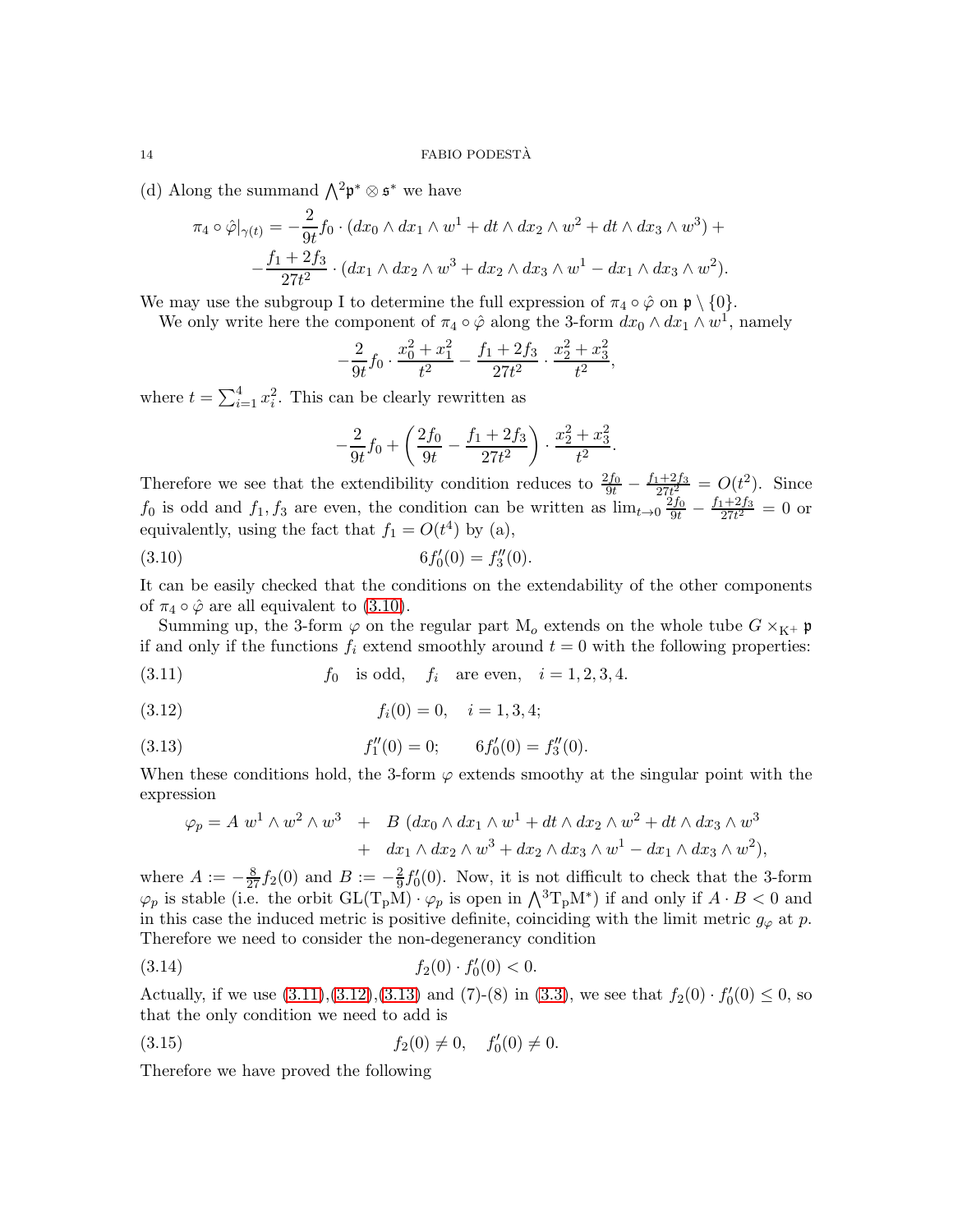(d) Along the summand $\bigwedge^2\mathfrak{p}^* \otimes \mathfrak{s}^*$ we have

$$\pi_4 \circ \hat{\varphi}|_{\gamma(t)} = -\frac{2}{9t} f_0 \cdot (dx_0 \wedge dx_1 \wedge w^1 + dt \wedge dx_2 \wedge w^2 + dt \wedge dx_3 \wedge w^3) +$$
$$-\frac{f_1 + 2f_3}{27t^2} \cdot (dx_1 \wedge dx_2 \wedge w^3 + dx_2 \wedge dx_3 \wedge w^1 - dx_1 \wedge dx_3 \wedge w^2).$$

We may use the subgroup I to determine the full expression of $\pi_4 \circ \hat{\varphi}$ on $\mathfrak{p} \setminus \{0\}$.

We only write here the component of $\pi_4 \circ \hat{\varphi}$ along the 3-form $dx_0 \wedge dx_1 \wedge w^1$, namely

$$-\frac{2}{9t} f_0 \cdot \frac{x_0^2 + x_1^2}{t^2} - \frac{f_1 + 2f_3}{27t^2} \cdot \frac{x_2^2 + x_3^2}{t^2},$$

where $t = \sum_{i=1}^4 x_i^2$. This can be clearly rewritten as

$$-\frac{2}{9t} f_0 + \left( \frac{2f_0}{9t} - \frac{f_1 + 2f_3}{27t^2} \right) \cdot \frac{x_2^2 + x_3^2}{t^2}.$$

Therefore we see that the extendibility condition reduces to $\frac{2f_0}{9t} - \frac{f_1+2f_3}{27t^2} = O(t^2)$. Since $f_0$ is odd and $f_1, f_3$ are even, the condition can be written as $\lim_{t\to 0} \frac{2f_0}{9t} - \frac{f_1+2f_3}{27t^2} = 0$ or equivalently, using the fact that $f_1 = O(t^4)$ by (a),

$$6f_0'(0) = f_3''(0). \tag{3.10}$$

It can be easily checked that the conditions on the extendability of the other components of $\pi_4 \circ \hat{\varphi}$ are all equivalent to (3.10).

Summing up, the 3-form $\varphi$ on the regular part $\mathrm{M}_o$ extends on the whole tube $G \times_{\mathrm{K}^+} \mathfrak{p}$ if and only if the functions $f_i$ extend smoothly around $t = 0$ with the following properties:

$$f_0 \quad \text{is odd}, \quad f_i \quad \text{are even}, \quad i = 1, 2, 3, 4. \tag{3.11}$$

$$f_i(0) = 0, \quad i = 1, 3, 4; \tag{3.12}$$

$$f_1''(0) = 0; \qquad 6f_0'(0) = f_3''(0). \tag{3.13}$$

When these conditions hold, the 3-form $\varphi$ extends smoothy at the singular point with the expression

$$\varphi_p = A\ w^1 \wedge w^2 \wedge w^3 \quad + \quad B\ (dx_0 \wedge dx_1 \wedge w^1 + dt \wedge dx_2 \wedge w^2 + dt \wedge dx_3 \wedge w^3$$
$$+ \quad dx_1 \wedge dx_2 \wedge w^3 + dx_2 \wedge dx_3 \wedge w^1 - dx_1 \wedge dx_3 \wedge w^2),$$

where $A := -\frac{8}{27} f_2(0)$ and $B := -\frac{2}{9} f_0'(0)$. Now, it is not difficult to check that the 3-form $\varphi_p$ is stable (i.e. the orbit $\mathrm{GL}(\mathrm{T_pM}) \cdot \varphi_p$ is open in $\bigwedge^3 \mathrm{T_pM}^*$) if and only if $A \cdot B < 0$ and in this case the induced metric is positive definite, coinciding with the limit metric $g_\varphi$ at $p$. Therefore we need to consider the non-degenerancy condition

$$f_2(0) \cdot f_0'(0) < 0. \tag{3.14}$$

Actually, if we use (3.11),(3.12),(3.13) and (7)-(8) in (3.3), we see that $f_2(0) \cdot f_0'(0) \leq 0$, so that the only condition we need to add is

$$f_2(0) \neq 0, \quad f_0'(0) \neq 0. \tag{3.15}$$

Therefore we have proved the following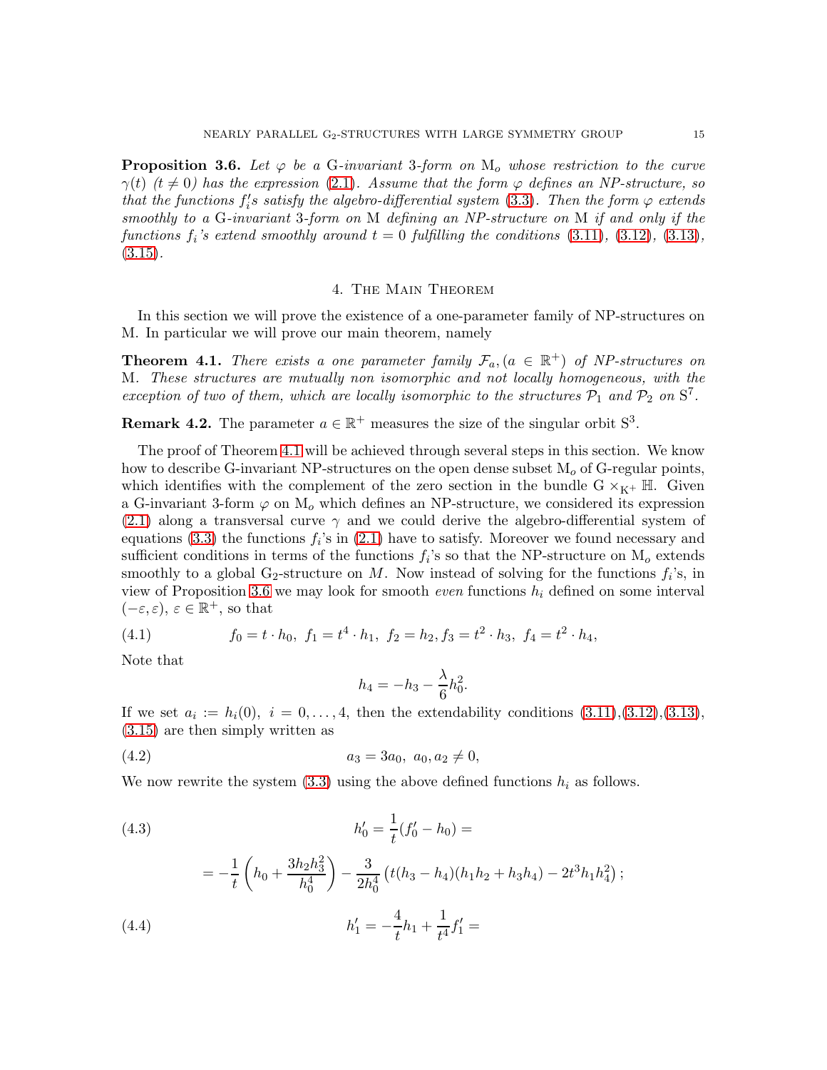**Proposition 3.6.** *Let $\varphi$ be a* G*-invariant* 3*-form on* $\mathrm{M}_o$ *whose restriction to the curve* $\gamma(t)$ $(t \neq 0)$ *has the expression* (2.1)*. Assume that the form* $\varphi$ *defines an NP-structure, so that the functions* $f_i'$*s satisfy the algebro-differential system* (3.3)*. Then the form* $\varphi$ *extends smoothly to a* G*-invariant* 3*-form on* M *defining an NP-structure on* M *if and only if the functions* $f_i$*'s extend smoothly around* $t = 0$ *fulfilling the conditions* (3.11)*,* (3.12)*,* (3.13)*,* (3.15)*.*

## 4. The Main Theorem

In this section we will prove the existence of a one-parameter family of NP-structures on M. In particular we will prove our main theorem, namely

**Theorem 4.1.** *There exists a one parameter family* $\mathcal{F}_a, (a \in \mathbb{R}^+)$ *of NP-structures on* M*. These structures are mutually non isomorphic and not locally homogeneous, with the exception of two of them, which are locally isomorphic to the structures* $\mathcal{P}_1$ *and* $\mathcal{P}_2$ *on* $\mathrm{S}^7$*.*

**Remark 4.2.** The parameter $a \in \mathbb{R}^+$ measures the size of the singular orbit $\mathrm{S}^3$.

The proof of Theorem 4.1 will be achieved through several steps in this section. We know how to describe G-invariant NP-structures on the open dense subset $\mathrm{M}_o$ of G-regular points, which identifies with the complement of the zero section in the bundle $\mathrm{G} \times_{\mathrm{K}^+} \mathbb{H}$. Given a G-invariant 3-form $\varphi$ on $\mathrm{M}_o$ which defines an NP-structure, we considered its expression (2.1) along a transversal curve $\gamma$ and we could derive the algebro-differential system of equations (3.3) the functions $f_i$'s in (2.1) have to satisfy. Moreover we found necessary and sufficient conditions in terms of the functions $f_i$'s so that the NP-structure on $\mathrm{M}_o$ extends smoothly to a global $\mathrm{G}_2$-structure on $M$. Now instead of solving for the functions $f_i$'s, in view of Proposition 3.6 we may look for smooth *even* functions $h_i$ defined on some interval $(-\varepsilon, \varepsilon)$, $\varepsilon \in \mathbb{R}^+$, so that

$$f_0 = t \cdot h_0,\ f_1 = t^4 \cdot h_1,\ f_2 = h_2, f_3 = t^2 \cdot h_3,\ f_4 = t^2 \cdot h_4, \tag{4.1}$$

Note that

$$h_4 = -h_3 - \frac{\lambda}{6} h_0^2.$$

If we set $a_i := h_i(0),\ i = 0, \ldots, 4$, then the extendability conditions (3.11),(3.12),(3.13), (3.15) are then simply written as

$$a_3 = 3a_0,\ a_0, a_2 \neq 0, \tag{4.2}$$

We now rewrite the system (3.3) using the above defined functions $h_i$ as follows.

$$h_0' = \frac{1}{t}(f_0' - h_0) = \tag{4.3}$$

$$= -\frac{1}{t}\left(h_0 + \frac{3h_2h_3^2}{h_0^4}\right) - \frac{3}{2h_0^4}\left(t(h_3 - h_4)(h_1h_2 + h_3h_4) - 2t^3 h_1 h_4^2\right);$$

$$h_1' = -\frac{4}{t}h_1 + \frac{1}{t^4}f_1' = \tag{4.4}$$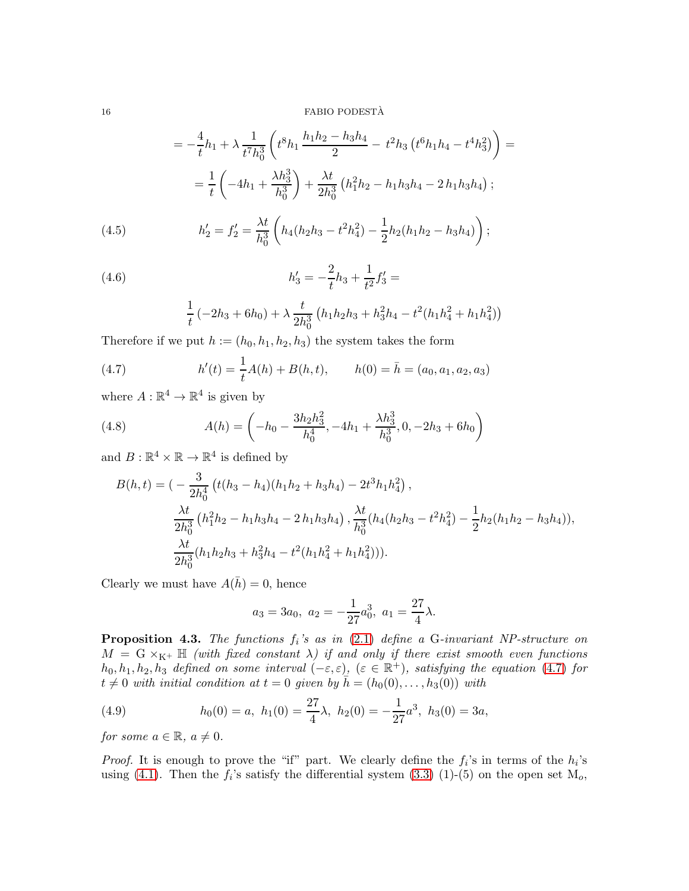$$= -\frac{4}{t}h_1 + \lambda \frac{1}{t^7 h_0^3}\left(t^8 h_1 \frac{h_1 h_2 - h_3 h_4}{2} - t^2 h_3 \left(t^6 h_1 h_4 - t^4 h_3^2\right)\right) =$$

$$= \frac{1}{t}\left(-4h_1 + \frac{\lambda h_3^3}{h_0^3}\right) + \frac{\lambda t}{2h_0^3}\left(h_1^2 h_2 - h_1 h_3 h_4 - 2\, h_1 h_3 h_4\right);$$

$$h_2' = f_2' = \frac{\lambda t}{h_0^3}\left(h_4(h_2 h_3 - t^2 h_4^2) - \frac{1}{2}h_2(h_1 h_2 - h_3 h_4)\right); \tag{4.5}$$

$$h_3' = -\frac{2}{t}h_3 + \frac{1}{t^2}f_3' = \tag{4.6}$$

$$\frac{1}{t}\left(-2h_3 + 6h_0\right) + \lambda \frac{t}{2h_0^3}\left(h_1 h_2 h_3 + h_3^2 h_4 - t^2(h_1 h_4^2 + h_1 h_4^2)\right)$$

Therefore if we put $h := (h_0, h_1, h_2, h_3)$ the system takes the form

$$h'(t) = \frac{1}{t}A(h) + B(h,t), \qquad h(0) = \bar{h} = (a_0, a_1, a_2, a_3) \tag{4.7}$$

where $A : \mathbb{R}^4 \to \mathbb{R}^4$ is given by

$$A(h) = \left(-h_0 - \frac{3h_2 h_3^2}{h_0^4}, -4h_1 + \frac{\lambda h_3^3}{h_0^3}, 0, -2h_3 + 6h_0\right) \tag{4.8}$$

and $B : \mathbb{R}^4 \times \mathbb{R} \to \mathbb{R}^4$ is defined by

$$\begin{aligned}
B(h,t) = (&-\frac{3}{2h_0^4}\left(t(h_3 - h_4)(h_1 h_2 + h_3 h_4) - 2t^3 h_1 h_4^2\right),\\
&\frac{\lambda t}{2h_0^3}\left(h_1^2 h_2 - h_1 h_3 h_4 - 2\, h_1 h_3 h_4\right), \frac{\lambda t}{h_0^3}(h_4(h_2 h_3 - t^2 h_4^2) - \frac{1}{2}h_2(h_1 h_2 - h_3 h_4)),\\
&\frac{\lambda t}{2h_0^3}(h_1 h_2 h_3 + h_3^2 h_4 - t^2(h_1 h_4^2 + h_1 h_4^2))).
\end{aligned}$$

Clearly we must have $A(\bar{h}) = 0$, hence

$$a_3 = 3a_0,\ a_2 = -\frac{1}{27}a_0^3,\ a_1 = \frac{27}{4}\lambda.$$

**Proposition 4.3.** *The functions $f_i$'s as in (2.1) define a* G*-invariant NP-structure on $M = \mathrm{G} \times_{\mathrm{K}^+} \mathbb{H}$ (with fixed constant $\lambda$) if and only if there exist smooth even functions $h_0, h_1, h_2, h_3$ defined on some interval $(-\varepsilon, \varepsilon)$, $(\varepsilon \in \mathbb{R}^+)$, satisfying the equation (4.7) for $t \neq 0$ with initial condition at $t = 0$ given by $\bar{h} = (h_0(0), \ldots, h_3(0))$ with*

$$h_0(0) = a,\ h_1(0) = \frac{27}{4}\lambda,\ h_2(0) = -\frac{1}{27}a^3,\ h_3(0) = 3a, \tag{4.9}$$

*for some $a \in \mathbb{R}$, $a \neq 0$.*

*Proof.* It is enough to prove the "if" part. We clearly define the $f_i$'s in terms of the $h_i$'s using (4.1). Then the $f_i$'s satisfy the differential system (3.3) (1)-(5) on the open set $\mathrm{M}_o$,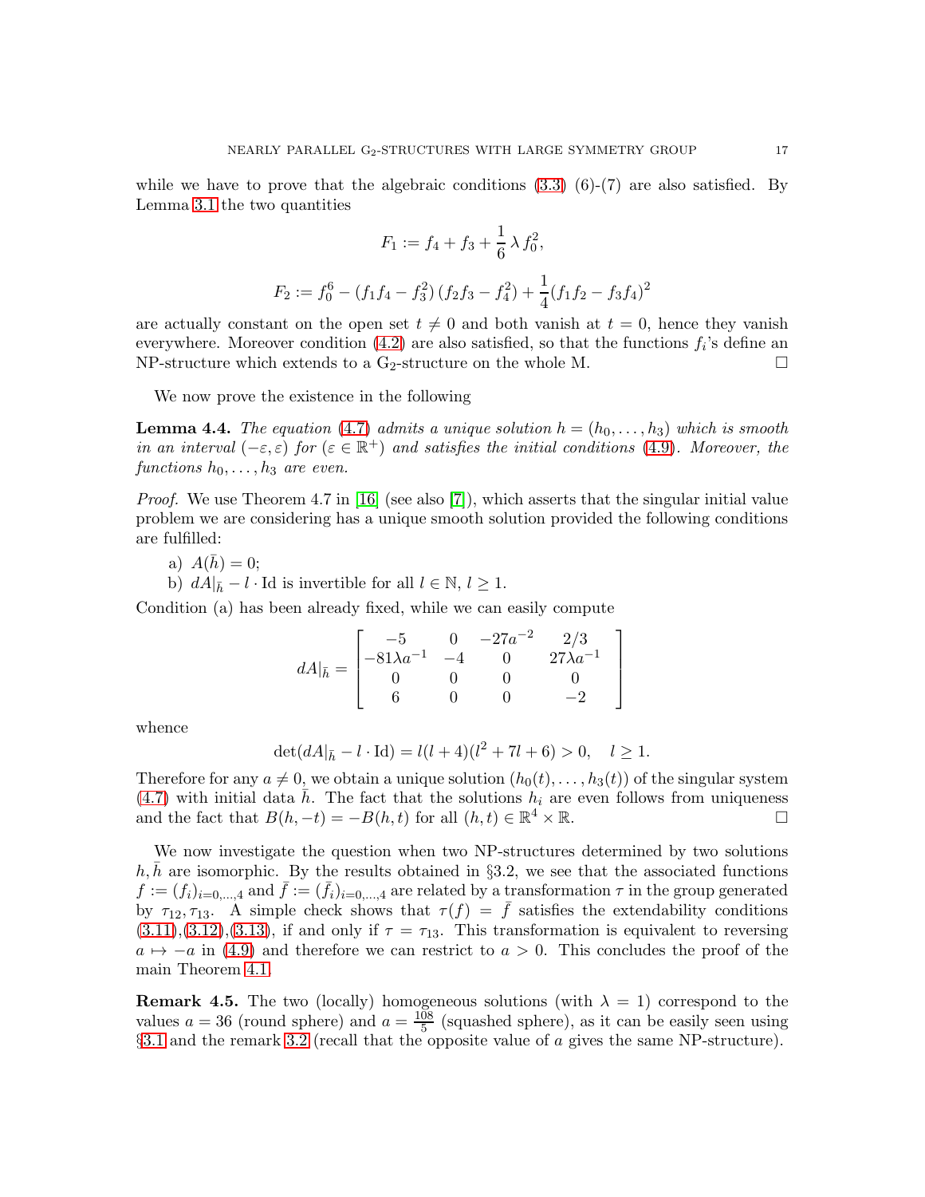while we have to prove that the algebraic conditions (3.3) (6)-(7) are also satisfied. By Lemma 3.1 the two quantities

$$F_1 := f_4 + f_3 + \frac{1}{6}\,\lambda\, f_0^2,$$

$$F_2 := f_0^6 - (f_1 f_4 - f_3^2)\,(f_2 f_3 - f_4^2) + \frac{1}{4}(f_1 f_2 - f_3 f_4)^2$$

are actually constant on the open set $t \neq 0$ and both vanish at $t = 0$, hence they vanish everywhere. Moreover condition (4.2) are also satisfied, so that the functions $f_i$'s define an NP-structure which extends to a $\mathrm{G}_2$-structure on the whole M. $\square$

We now prove the existence in the following

**Lemma 4.4.** *The equation (4.7) admits a unique solution $h = (h_0, \ldots, h_3)$ which is smooth in an interval $(-\varepsilon, \varepsilon)$ for $(\varepsilon \in \mathbb{R}^+)$ and satisfies the initial conditions (4.9). Moreover, the functions $h_0, \ldots, h_3$ are even.*

*Proof.* We use Theorem 4.7 in [16] (see also [7]), which asserts that the singular initial value problem we are considering has a unique smooth solution provided the following conditions are fulfilled:

a) $A(\bar{h}) = 0$;
b) $dA|_{\bar{h}} - l \cdot \mathrm{Id}$ is invertible for all $l \in \mathbb{N}$, $l \geq 1$.

Condition (a) has been already fixed, while we can easily compute

$$dA|_{\bar{h}} = \begin{bmatrix} -5 & 0 & -27a^{-2} & 2/3 \\ -81\lambda a^{-1} & -4 & 0 & 27\lambda a^{-1} \\ 0 & 0 & 0 & 0 \\ 6 & 0 & 0 & -2 \end{bmatrix}$$

whence

$$\det(dA|_{\bar{h}} - l \cdot \mathrm{Id}) = l(l+4)(l^2 + 7l + 6) > 0, \quad l \geq 1.$$

Therefore for any $a \neq 0$, we obtain a unique solution $(h_0(t), \ldots, h_3(t))$ of the singular system (4.7) with initial data $\bar{h}$. The fact that the solutions $h_i$ are even follows from uniqueness and the fact that $B(h, -t) = -B(h, t)$ for all $(h, t) \in \mathbb{R}^4 \times \mathbb{R}$. $\square$

We now investigate the question when two NP-structures determined by two solutions $h, \bar{h}$ are isomorphic. By the results obtained in §3.2, we see that the associated functions $f := (f_i)_{i=0,\ldots,4}$ and $\bar{f} := (\bar{f}_i)_{i=0,\ldots,4}$ are related by a transformation $\tau$ in the group generated by $\tau_{12}, \tau_{13}$. A simple check shows that $\tau(f) = \bar{f}$ satisfies the extendability conditions (3.11),(3.12),(3.13), if and only if $\tau = \tau_{13}$. This transformation is equivalent to reversing $a \mapsto -a$ in (4.9) and therefore we can restrict to $a > 0$. This concludes the proof of the main Theorem 4.1.

**Remark 4.5.** The two (locally) homogeneous solutions (with $\lambda = 1$) correspond to the values $a = 36$ (round sphere) and $a = \frac{108}{5}$ (squashed sphere), as it can be easily seen using §3.1 and the remark 3.2 (recall that the opposite value of $a$ gives the same NP-structure).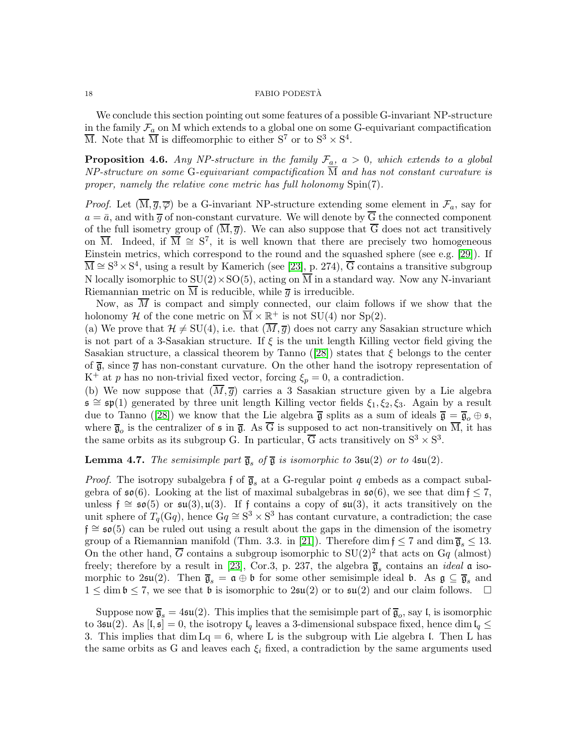We conclude this section pointing out some features of a possible G-invariant NP-structure in the family $\mathcal{F}_a$ on M which extends to a global one on some G-equivariant compactification $\overline{\mathrm{M}}$. Note that $\overline{\mathrm{M}}$ is diffeomorphic to either $\mathrm{S}^7$ or to $\mathrm{S}^3 \times \mathrm{S}^4$.

**Proposition 4.6.** *Any NP-structure in the family $\mathcal{F}_a$, $a > 0$, which extends to a global NP-structure on some* G*-equivariant compactification $\overline{\mathrm{M}}$ and has not constant curvature is proper, namely the relative cone metric has full holonomy* $\mathrm{Spin}(7)$.

*Proof.* Let $(\overline{\mathrm{M}}, \overline{g}, \overline{\varphi})$ be a G-invariant NP-structure extending some element in $\mathcal{F}_a$, say for $a = \bar{a}$, and with $\overline{g}$ of non-constant curvature. We will denote by $\overline{\mathrm{G}}$ the connected component of the full isometry group of $(\overline{\mathrm{M}}, \overline{g})$. We can also suppose that $\overline{\mathrm{G}}$ does not act transitively on $\overline{\mathrm{M}}$. Indeed, if $\overline{\mathrm{M}} \cong \mathrm{S}^7$, it is well known that there are precisely two homogeneous Einstein metrics, which correspond to the round and the squashed sphere (see e.g. [29]). If $\overline{\mathrm{M}} \cong \mathrm{S}^3 \times \mathrm{S}^4$, using a result by Kamerich (see [23], p. 274), $\overline{\mathrm{G}}$ contains a transitive subgroup N locally isomorphic to $\mathrm{SU}(2) \times \mathrm{SO}(5)$, acting on $\overline{\mathrm{M}}$ in a standard way. Now any N-invariant Riemannian metric on $\overline{\mathrm{M}}$ is reducible, while $\overline{g}$ is irreducible.

Now, as $\overline{M}$ is compact and simply connected, our claim follows if we show that the holonomy $\mathcal{H}$ of the cone metric on $\overline{\mathrm{M}} \times \mathbb{R}^+$ is not $\mathrm{SU}(4)$ nor $\mathrm{Sp}(2)$.

(a) We prove that $\mathcal{H} \neq \mathrm{SU}(4)$, i.e. that $(\overline{M}, \overline{g})$ does not carry any Sasakian structure which is not part of a 3-Sasakian structure. If $\xi$ is the unit length Killing vector field giving the Sasakian structure, a classical theorem by Tanno ([28]) states that $\xi$ belongs to the center of $\overline{\mathfrak{g}}$, since $\overline{g}$ has non-constant curvature. On the other hand the isotropy representation of $\mathrm{K}^+$ at $p$ has no non-trivial fixed vector, forcing $\xi_p = 0$, a contradiction.

(b) We now suppose that $(\overline{M}, \overline{g})$ carries a 3 Sasakian structure given by a Lie algebra $\mathfrak{s} \cong \mathfrak{sp}(1)$ generated by three unit length Killing vector fields $\xi_1, \xi_2, \xi_3$. Again by a result due to Tanno ([28]) we know that the Lie algebra $\overline{\mathfrak{g}}$ splits as a sum of ideals $\overline{\mathfrak{g}} = \overline{\mathfrak{g}}_o \oplus \mathfrak{s}$, where $\overline{\mathfrak{g}}_o$ is the centralizer of $\mathfrak{s}$ in $\overline{\mathfrak{g}}$. As $\overline{\mathrm{G}}$ is supposed to act non-transitively on $\overline{\mathrm{M}}$, it has the same orbits as its subgroup G. In particular, $\overline{\mathrm{G}}$ acts transitively on $\mathrm{S}^3 \times \mathrm{S}^3$.

**Lemma 4.7.** *The semisimple part $\overline{\mathfrak{g}}_s$ of $\overline{\mathfrak{g}}$ is isomorphic to $3\mathfrak{su}(2)$ or to $4\mathfrak{su}(2)$.*

*Proof.* The isotropy subalgebra $\mathfrak{f}$ of $\overline{\mathfrak{g}}_s$ at a G-regular point $q$ embeds as a compact subalgebra of $\mathfrak{so}(6)$. Looking at the list of maximal subalgebras in $\mathfrak{so}(6)$, we see that $\dim \mathfrak{f} \leq 7$, unless $\mathfrak{f} \cong \mathfrak{so}(5)$ or $\mathfrak{su}(3), \mathfrak{u}(3)$. If $\mathfrak{f}$ contains a copy of $\mathfrak{su}(3)$, it acts transitively on the unit sphere of $T_q(\mathrm{G}q)$, hence $\mathrm{G}q \cong \mathrm{S}^3 \times \mathrm{S}^3$ has contant curvature, a contradiction; the case $\mathfrak{f} \cong \mathfrak{so}(5)$ can be ruled out using a result about the gaps in the dimension of the isometry group of a Riemannian manifold (Thm. 3.3. in [21]). Therefore $\dim \mathfrak{f} \leq 7$ and $\dim \overline{\mathfrak{g}}_s \leq 13$. On the other hand, $\overline{G}$ contains a subgroup isomorphic to $\mathrm{SU}(2)^2$ that acts on $\mathrm{G}q$ (almost) freely; therefore by a result in [23], Cor.3, p. 237, the algebra $\overline{\mathfrak{g}}_s$ contains an *ideal* $\mathfrak{a}$ isomorphic to $2\mathfrak{su}(2)$. Then $\overline{\mathfrak{g}}_s = \mathfrak{a} \oplus \mathfrak{b}$ for some other semisimple ideal $\mathfrak{b}$. As $\mathfrak{g} \subseteq \overline{\mathfrak{g}}_s$ and $1 \leq \dim \mathfrak{b} \leq 7$, we see that $\mathfrak{b}$ is isomorphic to $2\mathfrak{su}(2)$ or to $\mathfrak{su}(2)$ and our claim follows. $\square$

Suppose now $\overline{\mathfrak{g}}_s = 4\mathfrak{su}(2)$. This implies that the semisimple part of $\overline{\mathfrak{g}}_o$, say $\mathfrak{l}$, is isomorphic to $3\mathfrak{su}(2)$. As $[\mathfrak{l}, \mathfrak{s}] = 0$, the isotropy $\mathfrak{l}_q$ leaves a 3-dimensional subspace fixed, hence $\dim \mathfrak{l}_q \leq 3$. This implies that $\dim \mathrm{L}q = 6$, where L is the subgroup with Lie algebra $\mathfrak{l}$. Then L has the same orbits as G and leaves each $\xi_i$ fixed, a contradiction by the same arguments used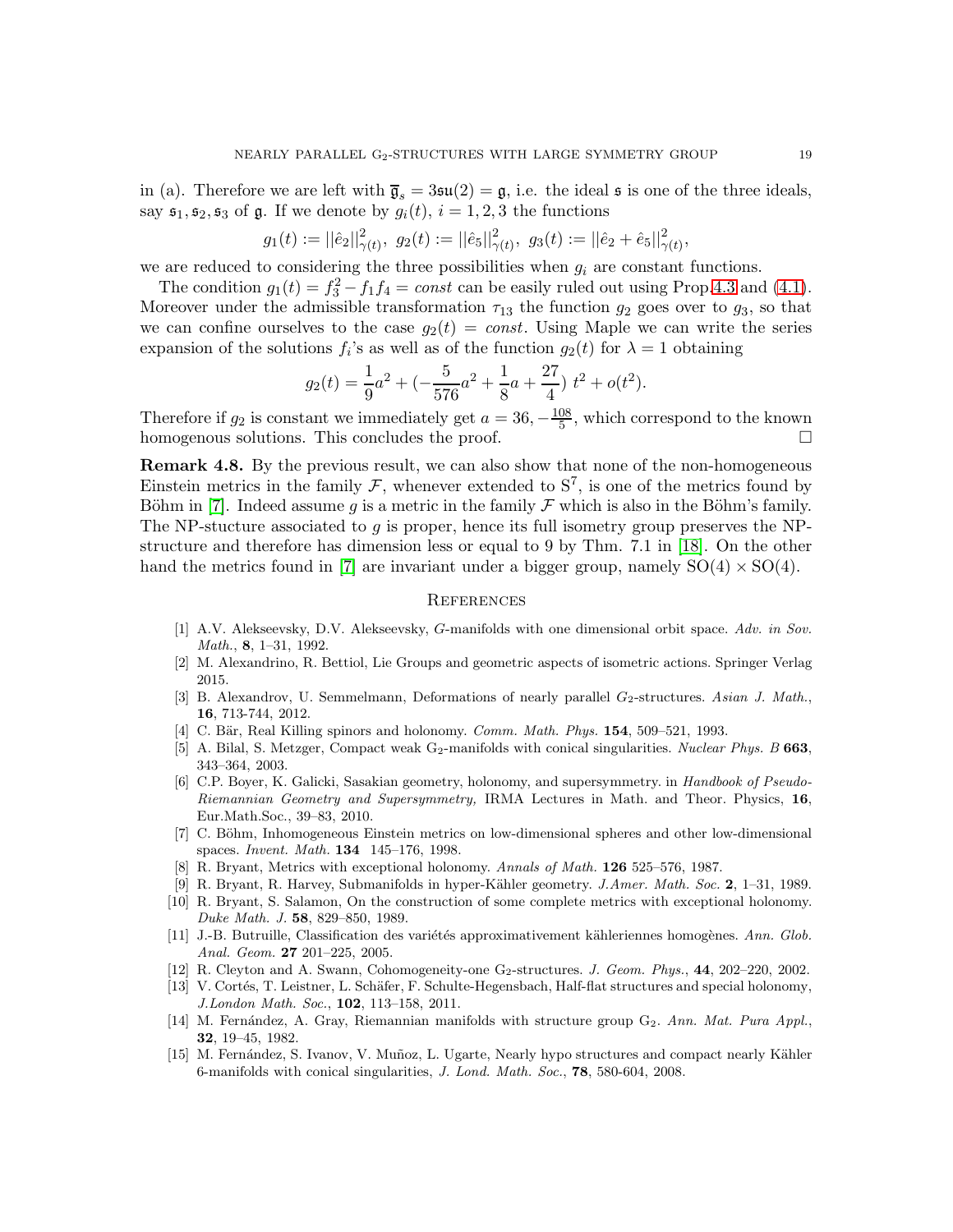in (a). Therefore we are left with $\overline{\mathfrak{g}}_s = 3\mathfrak{su}(2) = \mathfrak{g}$, i.e. the ideal $\mathfrak{s}$ is one of the three ideals, say $\mathfrak{s}_1, \mathfrak{s}_2, \mathfrak{s}_3$ of $\mathfrak{g}$. If we denote by $g_i(t)$, $i = 1, 2, 3$ the functions

$$g_1(t) := ||\hat{e}_2||^2_{\gamma(t)},\ g_2(t) := ||\hat{e}_5||^2_{\gamma(t)},\ g_3(t) := ||\hat{e}_2 + \hat{e}_5||^2_{\gamma(t)},$$

we are reduced to considering the three possibilities when $g_i$ are constant functions.

The condition $g_1(t) = f_3^2 - f_1 f_4 = const$ can be easily ruled out using Prop.4.3 and (4.1). Moreover under the admissible transformation $\tau_{13}$ the function $g_2$ goes over to $g_3$, so that we can confine ourselves to the case $g_2(t) = const$. Using Maple we can write the series expansion of the solutions $f_i$'s as well as of the function $g_2(t)$ for $\lambda = 1$ obtaining

$$g_2(t) = \frac{1}{9}a^2 + (-\frac{5}{576}a^2 + \frac{1}{8}a + \frac{27}{4})\ t^2 + o(t^2).$$

Therefore if $g_2$ is constant we immediately get $a = 36, -\frac{108}{5}$, which correspond to the known homogenous solutions. This concludes the proof. □

**Remark 4.8.** By the previous result, we can also show that none of the non-homogeneous Einstein metrics in the family $\mathcal{F}$, whenever extended to $S^7$, is one of the metrics found by Böhm in [7]. Indeed assume $g$ is a metric in the family $\mathcal{F}$ which is also in the Böhm's family. The NP-stucture associated to $g$ is proper, hence its full isometry group preserves the NP-structure and therefore has dimension less or equal to 9 by Thm. 7.1 in [18]. On the other hand the metrics found in [7] are invariant under a bigger group, namely $SO(4) \times SO(4)$.

## References

[1] A.V. Alekseevsky, D.V. Alekseevsky, *G-manifolds with one dimensional orbit space*. *Adv. in Sov. Math.*, **8**, 1–31, 1992.

[2] M. Alexandrino, R. Bettiol, Lie Groups and geometric aspects of isometric actions. Springer Verlag 2015.

[3] B. Alexandrov, U. Semmelmann, Deformations of nearly parallel $G_2$-structures. *Asian J. Math.*, **16**, 713-744, 2012.

[4] C. Bär, Real Killing spinors and holonomy. *Comm. Math. Phys.* **154**, 509–521, 1993.

[5] A. Bilal, S. Metzger, Compact weak $G_2$-manifolds with conical singularities. *Nuclear Phys. B* **663**, 343–364, 2003.

[6] C.P. Boyer, K. Galicki, Sasakian geometry, holonomy, and supersymmetry. in *Handbook of Pseudo-Riemannian Geometry and Supersymmetry,* IRMA Lectures in Math. and Theor. Physics, **16**, Eur.Math.Soc., 39–83, 2010.

[7] C. Böhm, Inhomogeneous Einstein metrics on low-dimensional spheres and other low-dimensional spaces. *Invent. Math.* **134** 145–176, 1998.

[8] R. Bryant, Metrics with exceptional holonomy. *Annals of Math.* **126** 525–576, 1987.

[9] R. Bryant, R. Harvey, Submanifolds in hyper-Kähler geometry. *J.Amer. Math. Soc.* **2**, 1–31, 1989.

[10] R. Bryant, S. Salamon, On the construction of some complete metrics with exceptional holonomy. *Duke Math. J.* **58**, 829–850, 1989.

[11] J.-B. Butruille, Classification des variétés approximativement kähleriennes homogènes. *Ann. Glob. Anal. Geom.* **27** 201–225, 2005.

[12] R. Cleyton and A. Swann, Cohomogeneity-one $G_2$-structures. *J. Geom. Phys.*, **44**, 202–220, 2002.

[13] V. Cortés, T. Leistner, L. Schäfer, F. Schulte-Hengesbach, Half-flat structures and special holonomy, *J.London Math. Soc.*, **102**, 113–158, 2011.

[14] M. Fernández, A. Gray, Riemannian manifolds with structure group $G_2$. *Ann. Mat. Pura Appl.*, **32**, 19–45, 1982.

[15] M. Fernández, S. Ivanov, V. Muñoz, L. Ugarte, Nearly hypo structures and compact nearly Kähler 6-manifolds with conical singularities, *J. Lond. Math. Soc.*, **78**, 580-604, 2008.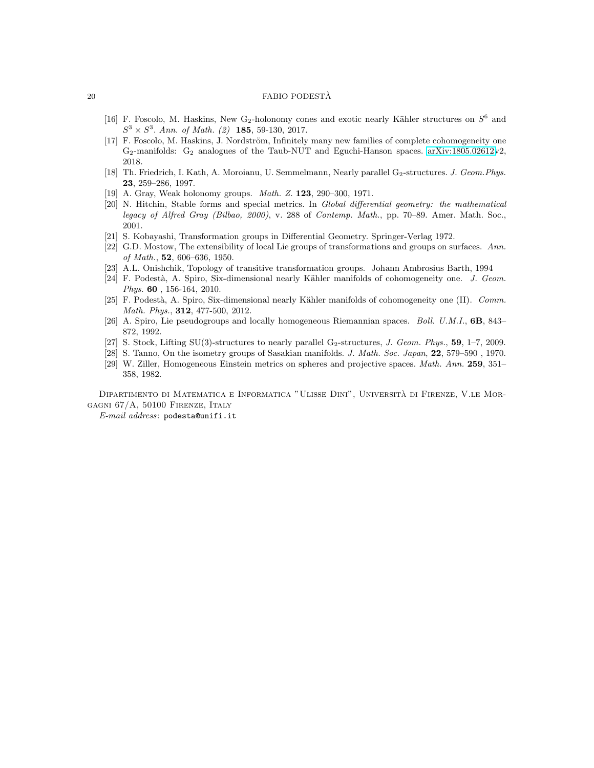[16] F. Foscolo, M. Haskins, New $G_2$-holonomy cones and exotic nearly Kähler structures on $S^6$ and $S^3 \times S^3$. *Ann. of Math. (2)* **185**, 59-130, 2017.

[17] F. Foscolo, M. Haskins, J. Nordström, Infinitely many new families of complete cohomogeneity one $G_2$-manifolds: $G_2$ analogues of the Taub-NUT and Eguchi-Hanson spaces. arXiv:1805.02612v2, 2018.

[18] Th. Friedrich, I. Kath, A. Moroianu, U. Semmelmann, Nearly parallel $G_2$-structures. *J. Geom.Phys.* **23**, 259–286, 1997.

[19] A. Gray, Weak holonomy groups. *Math. Z.* **123**, 290–300, 1971.

[20] N. Hitchin, Stable forms and special metrics. In *Global differential geometry: the mathematical legacy of Alfred Gray (Bilbao, 2000)*, v. 288 of *Contemp. Math.*, pp. 70–89. Amer. Math. Soc., 2001.

[21] S. Kobayashi, Transformation groups in Differential Geometry. Springer-Verlag 1972.

[22] G.D. Mostow, The extensibility of local Lie groups of transformations and groups on surfaces. *Ann. of Math.*, **52**, 606–636, 1950.

[23] A.L. Onishchik, Topology of transitive transformation groups. Johann Ambrosius Barth, 1994

[24] F. Podestà, A. Spiro, Six-dimensional nearly Kähler manifolds of cohomogeneity one. *J. Geom. Phys.* **60** , 156-164, 2010.

[25] F. Podestà, A. Spiro, Six-dimensional nearly Kähler manifolds of cohomogeneity one (II). *Comm. Math. Phys.*, **312**, 477-500, 2012.

[26] A. Spiro, Lie pseudogroups and locally homogeneous Riemannian spaces. *Boll. U.M.I.*, **6B**, 843–872, 1992.

[27] S. Stock, Lifting SU(3)-structures to nearly parallel $G_2$-structures, *J. Geom. Phys.*, **59**, 1–7, 2009.

[28] S. Tanno, On the isometry groups of Sasakian manifolds. *J. Math. Soc. Japan*, **22**, 579–590 , 1970.

[29] W. Ziller, Homogeneous Einstein metrics on spheres and projective spaces. *Math. Ann.* **259**, 351–358, 1982.

Dipartimento di Matematica e Informatica "Ulisse Dini", Università di Firenze, V.le Morgagni 67/A, 50100 Firenze, Italy

*E-mail address*: podesta@unifi.it